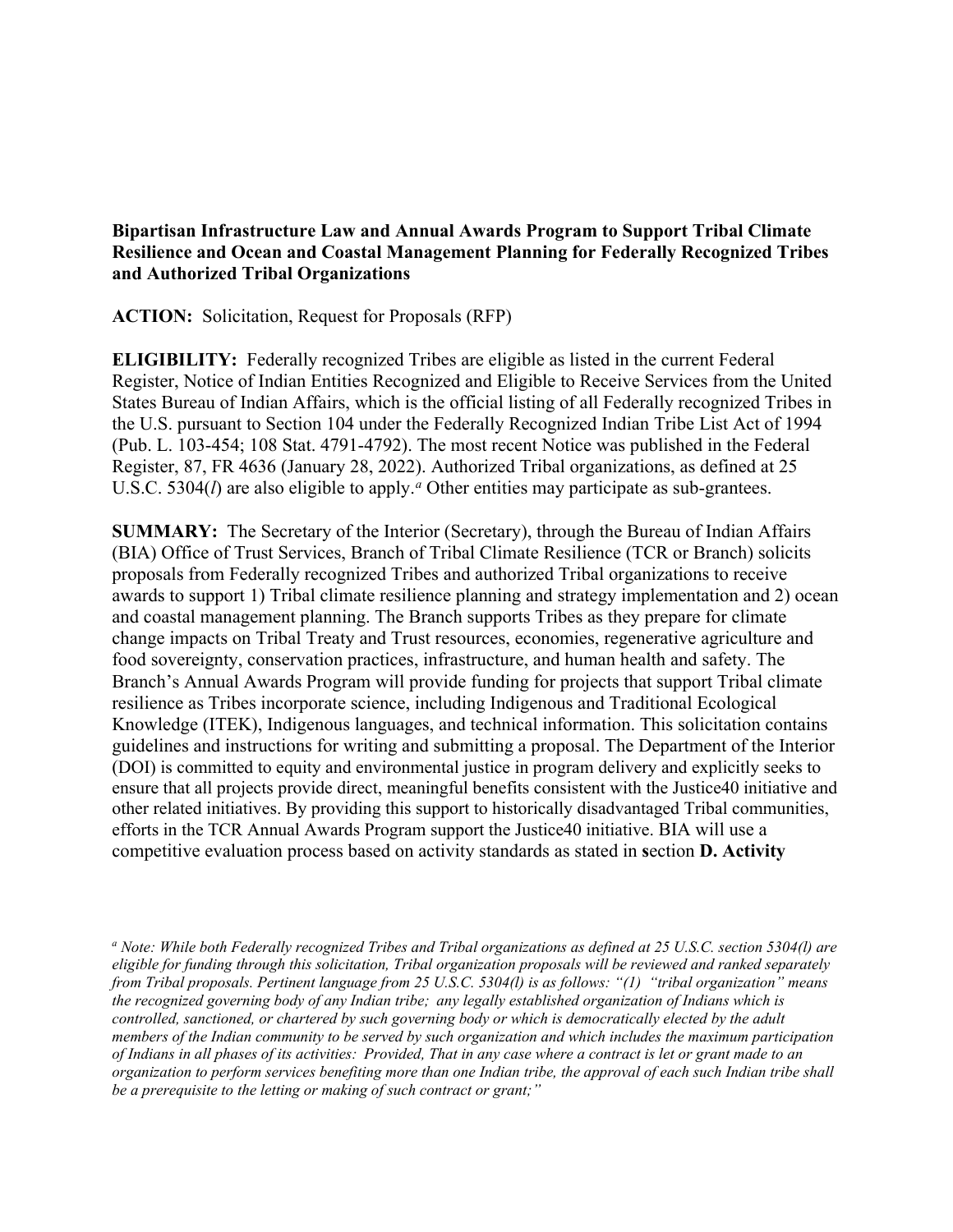**Bipartisan Infrastructure Law and Annual Awards Program to Support Tribal Climate Resilience and Ocean and Coastal Management Planning for Federally Recognized Tribes and Authorized Tribal Organizations**

**ACTION:** Solicitation, Request for Proposals (RFP)

**ELIGIBILITY:** Federally recognized Tribes are eligible as listed in the current Federal Register, Notice of Indian Entities Recognized and Eligible to Receive Services from the United States Bureau of Indian Affairs, which is the official listing of all Federally recognized Tribes in the U.S. pursuant to Section 104 under the Federally Recognized Indian Tribe List Act of 1994 (Pub. L. 103-454; 108 Stat. 4791-4792). The most recent Notice was published in the Federal Register, 87, FR 4636 (January 28, 2022). Authorized Tribal organizations, as defined at 25 U.S.C. 5304(*l*) are also eligible to apply.[a] Other entities may participate as sub-grantees.

**SUMMARY:** The Secretary of the Interior (Secretary), through the Bureau of Indian Affairs (BIA) Office of Trust Services, Branch of Tribal Climate Resilience (TCR or Branch) solicits proposals from Federally recognized Tribes and authorized Tribal organizations to receive awards to support 1) Tribal climate resilience planning and strategy implementation and 2) ocean and coastal management planning. The Branch supports Tribes as they prepare for climate change impacts on Tribal Treaty and Trust resources, economies, regenerative agriculture and food sovereignty, conservation practices, infrastructure, and human health and safety. The Branch's Annual Awards Program will provide funding for projects that support Tribal climate resilience as Tribes incorporate science, including Indigenous and Traditional Ecological Knowledge (ITEK), Indigenous languages, and technical information. This solicitation contains guidelines and instructions for writing and submitting a proposal. The Department of the Interior (DOI) is committed to equity and environmental justice in program delivery and explicitly seeks to ensure that all projects provide direct, meaningful benefits consistent with the Justice40 initiative and other related initiatives. By providing this support to historically disadvantaged Tribal communities, efforts in the TCR Annual Awards Program support the Justice40 initiative. BIA will use a competitive evaluation process based on activity standards as stated in **s**ection **D. Activity**

[a] *Note: While both Federally recognized Tribes and Tribal organizations as defined at 25 U.S.C. section 5304(l) are eligible for funding through this solicitation, Tribal organization proposals will be reviewed and ranked separately from Tribal proposals. Pertinent language from 25 U.S.C. 5304(l) is as follows: "(1) "tribal organization" means the recognized governing body of any Indian tribe; any legally established organization of Indians which is controlled, sanctioned, or chartered by such governing body or which is democratically elected by the adult members of the Indian community to be served by such organization and which includes the maximum participation of Indians in all phases of its activities: Provided, That in any case where a contract is let or grant made to an organization to perform services benefiting more than one Indian tribe, the approval of each such Indian tribe shall be a prerequisite to the letting or making of such contract or grant;"*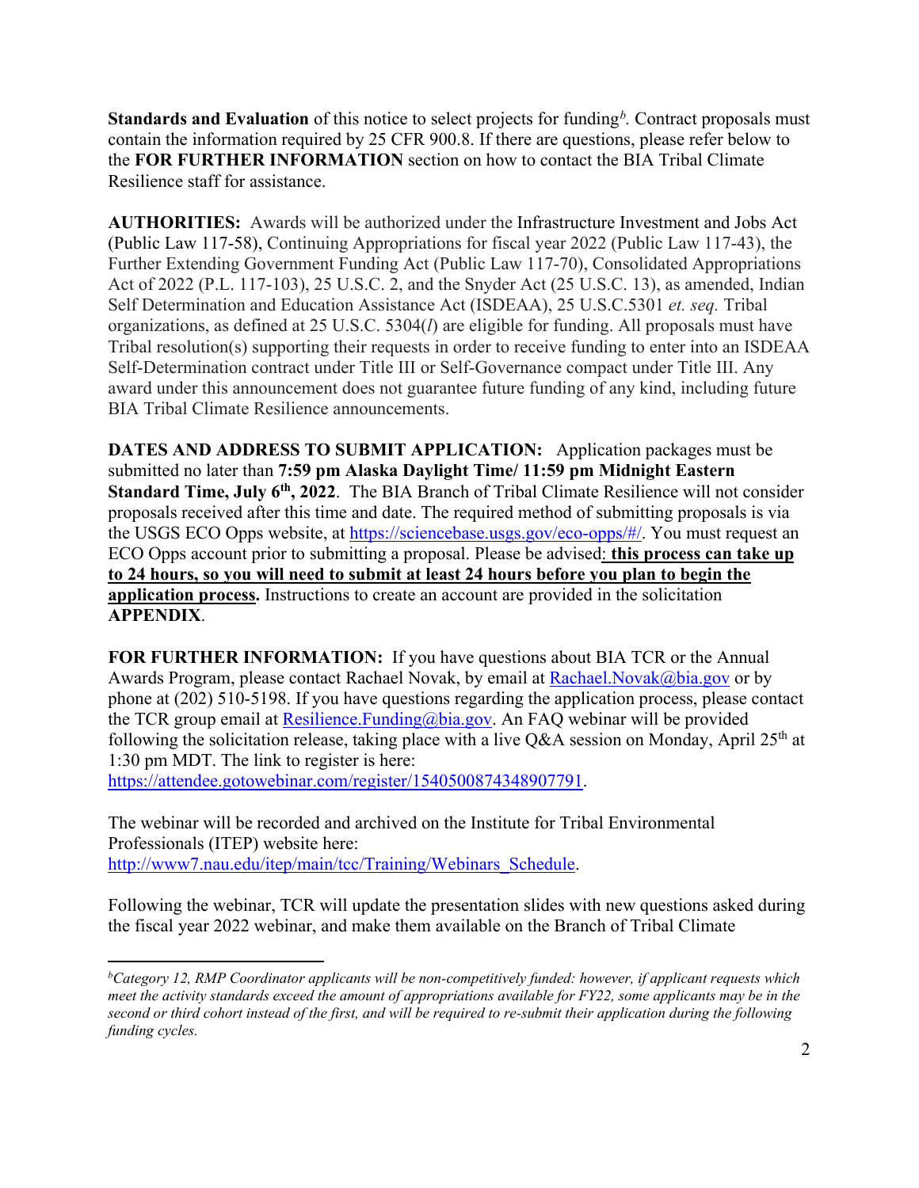**Standards and Evaluation** of this notice to select projects for funding[b]. Contract proposals must contain the information required by 25 CFR 900.8. If there are questions, please refer below to the **FOR FURTHER INFORMATION** section on how to contact the BIA Tribal Climate Resilience staff for assistance.

**AUTHORITIES:** Awards will be authorized under the Infrastructure Investment and Jobs Act (Public Law 117-58), Continuing Appropriations for fiscal year 2022 (Public Law 117-43), the Further Extending Government Funding Act (Public Law 117-70), Consolidated Appropriations Act of 2022 (P.L. 117-103), 25 U.S.C. 2, and the Snyder Act (25 U.S.C. 13), as amended, Indian Self Determination and Education Assistance Act (ISDEAA), 25 U.S.C.5301 *et. seq.* Tribal organizations, as defined at 25 U.S.C. 5304(*l*) are eligible for funding. All proposals must have Tribal resolution(s) supporting their requests in order to receive funding to enter into an ISDEAA Self-Determination contract under Title III or Self-Governance compact under Title III. Any award under this announcement does not guarantee future funding of any kind, including future BIA Tribal Climate Resilience announcements.

**DATES AND ADDRESS TO SUBMIT APPLICATION:** Application packages must be submitted no later than **7:59 pm Alaska Daylight Time/ 11:59 pm Midnight Eastern Standard Time, July 6th, 2022**. The BIA Branch of Tribal Climate Resilience will not consider proposals received after this time and date. The required method of submitting proposals is via the USGS ECO Opps website, at https://sciencebase.usgs.gov/eco-opps/#/. You must request an ECO Opps account prior to submitting a proposal. Please be advised: **this process can take up to 24 hours, so you will need to submit at least 24 hours before you plan to begin the application process.** Instructions to create an account are provided in the solicitation **APPENDIX**.

**FOR FURTHER INFORMATION:** If you have questions about BIA TCR or the Annual Awards Program, please contact Rachael Novak, by email at Rachael.Novak@bia.gov or by phone at (202) 510-5198. If you have questions regarding the application process, please contact the TCR group email at Resilience.Funding@bia.gov. An FAQ webinar will be provided following the solicitation release, taking place with a live Q&A session on Monday, April 25th at 1:30 pm MDT. The link to register is here: https://attendee.gotowebinar.com/register/1540500874348907791.

The webinar will be recorded and archived on the Institute for Tribal Environmental Professionals (ITEP) website here: http://www7.nau.edu/itep/main/tcc/Training/Webinars_Schedule.

Following the webinar, TCR will update the presentation slides with new questions asked during the fiscal year 2022 webinar, and make them available on the Branch of Tribal Climate

---

[b] *Category 12, RMP Coordinator applicants will be non-competitively funded: however, if applicant requests which meet the activity standards exceed the amount of appropriations available for FY22, some applicants may be in the second or third cohort instead of the first, and will be required to re-submit their application during the following funding cycles.*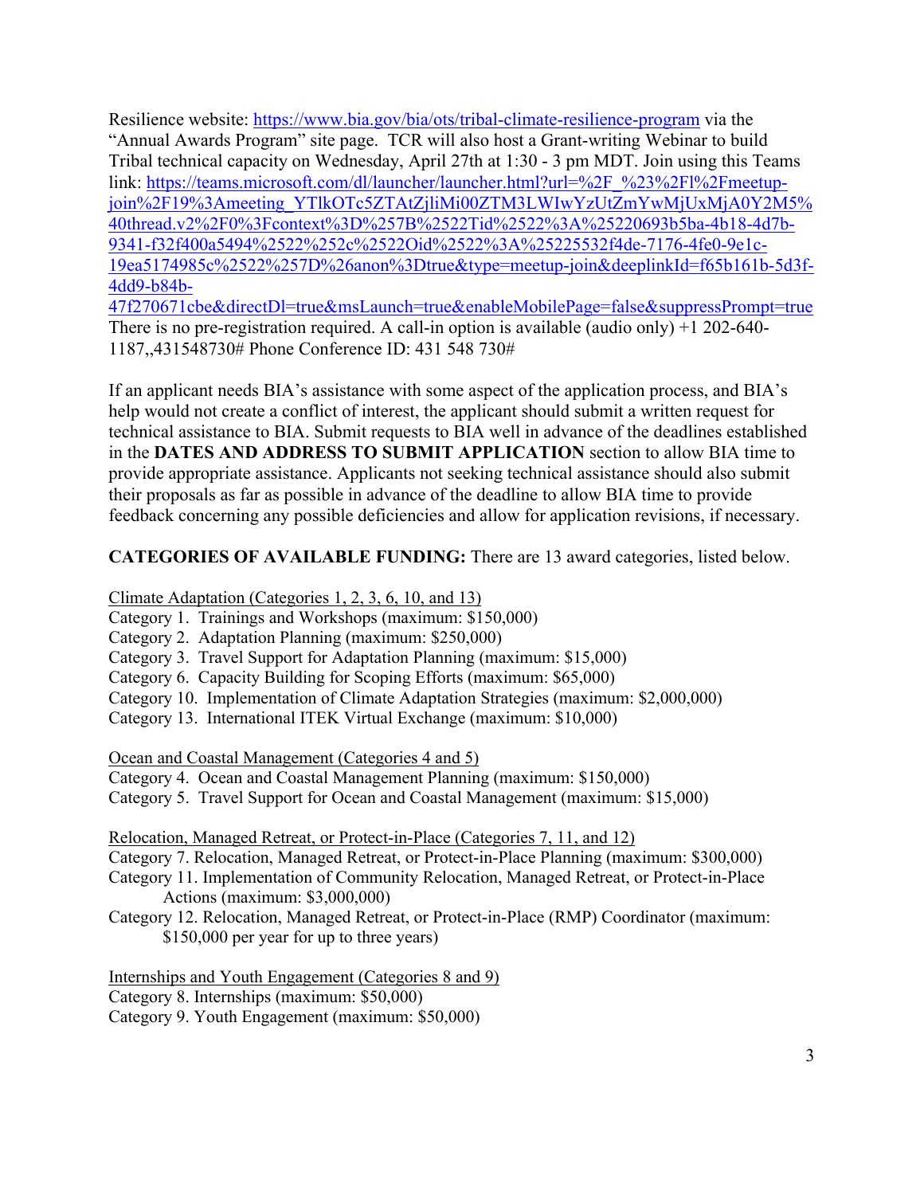Resilience website: https://www.bia.gov/bia/ots/tribal-climate-resilience-program via the "Annual Awards Program" site page. TCR will also host a Grant-writing Webinar to build Tribal technical capacity on Wednesday, April 27th at 1:30 - 3 pm MDT. Join using this Teams link: https://teams.microsoft.com/dl/launcher/launcher.html?url=%2F_%23%2Fl%2Fmeetup-join%2F19%3Ameeting_YTlkOTc5ZTAtZjliMi00ZTM3LWIwYzUtZmYwMjUxMjA0Y2M5%40thread.v2%2F0%3Fcontext%3D%257B%2522Tid%2522%3A%25220693b5ba-4b18-4d7b-9341-f32f400a5494%2522%252c%2522Oid%2522%3A%25225532f4de-7176-4fe0-9e1c-19ea5174985c%2522%257D%26anon%3Dtrue&type=meetup-join&deeplinkId=f65b161b-5d3f-4dd9-b84b-47f270671cbe&directDl=true&msLaunch=true&enableMobilePage=false&suppressPrompt=true There is no pre-registration required. A call-in option is available (audio only) +1 202-640-1187,,431548730# Phone Conference ID: 431 548 730#

If an applicant needs BIA's assistance with some aspect of the application process, and BIA's help would not create a conflict of interest, the applicant should submit a written request for technical assistance to BIA. Submit requests to BIA well in advance of the deadlines established in the **DATES AND ADDRESS TO SUBMIT APPLICATION** section to allow BIA time to provide appropriate assistance. Applicants not seeking technical assistance should also submit their proposals as far as possible in advance of the deadline to allow BIA time to provide feedback concerning any possible deficiencies and allow for application revisions, if necessary.

**CATEGORIES OF AVAILABLE FUNDING:** There are 13 award categories, listed below.

Climate Adaptation (Categories 1, 2, 3, 6, 10, and 13)
Category 1. Trainings and Workshops (maximum: $150,000)
Category 2. Adaptation Planning (maximum: $250,000)
Category 3. Travel Support for Adaptation Planning (maximum: $15,000)
Category 6. Capacity Building for Scoping Efforts (maximum: $65,000)
Category 10. Implementation of Climate Adaptation Strategies (maximum: $2,000,000)
Category 13. International ITEK Virtual Exchange (maximum: $10,000)

Ocean and Coastal Management (Categories 4 and 5)
Category 4. Ocean and Coastal Management Planning (maximum: $150,000)
Category 5. Travel Support for Ocean and Coastal Management (maximum: $15,000)

Relocation, Managed Retreat, or Protect-in-Place (Categories 7, 11, and 12)
Category 7. Relocation, Managed Retreat, or Protect-in-Place Planning (maximum: $300,000)
Category 11. Implementation of Community Relocation, Managed Retreat, or Protect-in-Place Actions (maximum: $3,000,000)
Category 12. Relocation, Managed Retreat, or Protect-in-Place (RMP) Coordinator (maximum: $150,000 per year for up to three years)

Internships and Youth Engagement (Categories 8 and 9)
Category 8. Internships (maximum: $50,000)
Category 9. Youth Engagement (maximum: $50,000)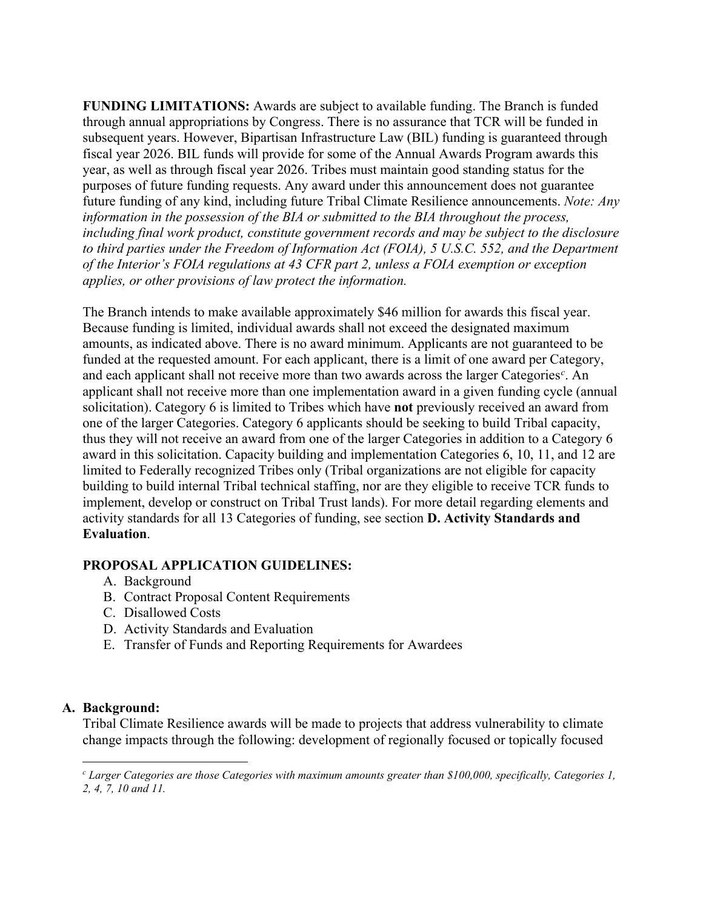**FUNDING LIMITATIONS:** Awards are subject to available funding. The Branch is funded through annual appropriations by Congress. There is no assurance that TCR will be funded in subsequent years. However, Bipartisan Infrastructure Law (BIL) funding is guaranteed through fiscal year 2026. BIL funds will provide for some of the Annual Awards Program awards this year, as well as through fiscal year 2026. Tribes must maintain good standing status for the purposes of future funding requests. Any award under this announcement does not guarantee future funding of any kind, including future Tribal Climate Resilience announcements. *Note: Any information in the possession of the BIA or submitted to the BIA throughout the process, including final work product, constitute government records and may be subject to the disclosure to third parties under the Freedom of Information Act (FOIA), 5 U.S.C. 552, and the Department of the Interior's FOIA regulations at 43 CFR part 2, unless a FOIA exemption or exception applies, or other provisions of law protect the information.*

The Branch intends to make available approximately $46 million for awards this fiscal year. Because funding is limited, individual awards shall not exceed the designated maximum amounts, as indicated above. There is no award minimum. Applicants are not guaranteed to be funded at the requested amount. For each applicant, there is a limit of one award per Category, and each applicant shall not receive more than two awards across the larger Categories[c]. An applicant shall not receive more than one implementation award in a given funding cycle (annual solicitation). Category 6 is limited to Tribes which have **not** previously received an award from one of the larger Categories. Category 6 applicants should be seeking to build Tribal capacity, thus they will not receive an award from one of the larger Categories in addition to a Category 6 award in this solicitation. Capacity building and implementation Categories 6, 10, 11, and 12 are limited to Federally recognized Tribes only (Tribal organizations are not eligible for capacity building to build internal Tribal technical staffing, nor are they eligible to receive TCR funds to implement, develop or construct on Tribal Trust lands). For more detail regarding elements and activity standards for all 13 Categories of funding, see section **D. Activity Standards and Evaluation**.

**PROPOSAL APPLICATION GUIDELINES:**

A. Background
B. Contract Proposal Content Requirements
C. Disallowed Costs
D. Activity Standards and Evaluation
E. Transfer of Funds and Reporting Requirements for Awardees

## A. Background:

Tribal Climate Resilience awards will be made to projects that address vulnerability to climate change impacts through the following: development of regionally focused or topically focused

---

[c] *Larger Categories are those Categories with maximum amounts greater than $100,000, specifically, Categories 1, 2, 4, 7, 10 and 11.*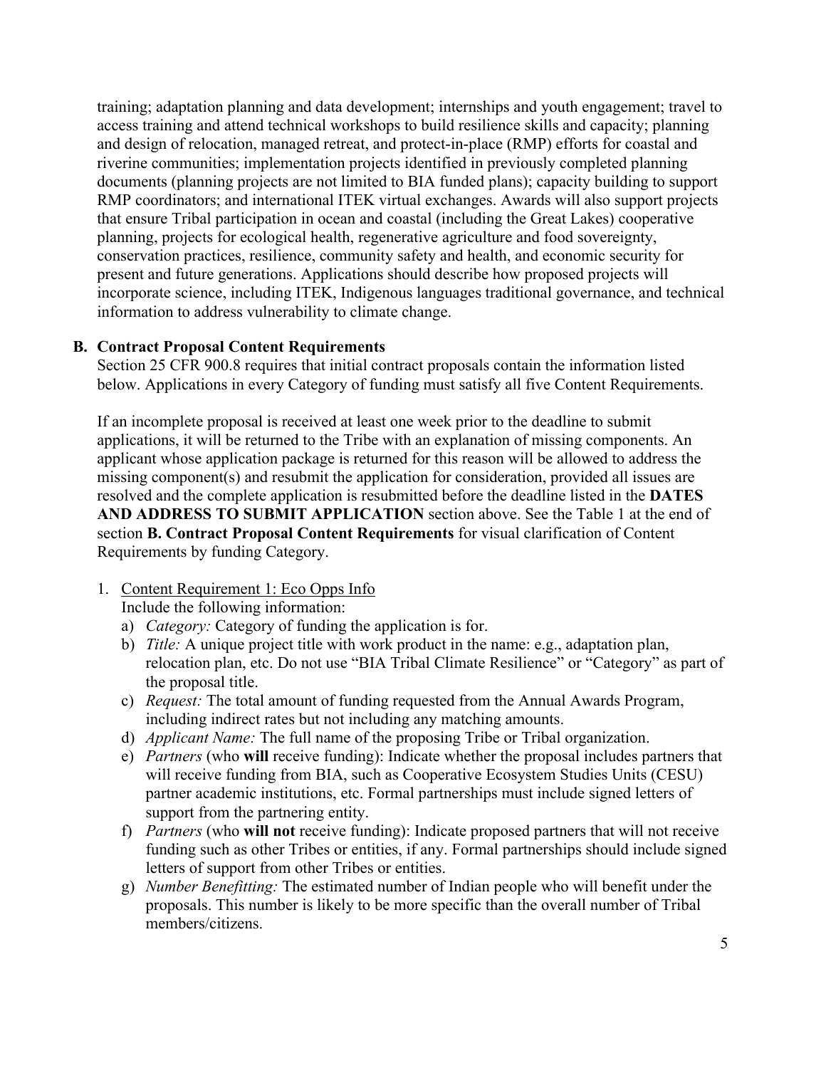training; adaptation planning and data development; internships and youth engagement; travel to access training and attend technical workshops to build resilience skills and capacity; planning and design of relocation, managed retreat, and protect-in-place (RMP) efforts for coastal and riverine communities; implementation projects identified in previously completed planning documents (planning projects are not limited to BIA funded plans); capacity building to support RMP coordinators; and international ITEK virtual exchanges. Awards will also support projects that ensure Tribal participation in ocean and coastal (including the Great Lakes) cooperative planning, projects for ecological health, regenerative agriculture and food sovereignty, conservation practices, resilience, community safety and health, and economic security for present and future generations. Applications should describe how proposed projects will incorporate science, including ITEK, Indigenous languages traditional governance, and technical information to address vulnerability to climate change.

## B. Contract Proposal Content Requirements

Section 25 CFR 900.8 requires that initial contract proposals contain the information listed below. Applications in every Category of funding must satisfy all five Content Requirements.

If an incomplete proposal is received at least one week prior to the deadline to submit applications, it will be returned to the Tribe with an explanation of missing components. An applicant whose application package is returned for this reason will be allowed to address the missing component(s) and resubmit the application for consideration, provided all issues are resolved and the complete application is resubmitted before the deadline listed in the **DATES AND ADDRESS TO SUBMIT APPLICATION** section above. See the Table 1 at the end of section **B. Contract Proposal Content Requirements** for visual clarification of Content Requirements by funding Category.

1. Content Requirement 1: Eco Opps Info
   Include the following information:
   a) *Category:* Category of funding the application is for.
   b) *Title:* A unique project title with work product in the name: e.g., adaptation plan, relocation plan, etc. Do not use "BIA Tribal Climate Resilience" or "Category" as part of the proposal title.
   c) *Request:* The total amount of funding requested from the Annual Awards Program, including indirect rates but not including any matching amounts.
   d) *Applicant Name:* The full name of the proposing Tribe or Tribal organization.
   e) *Partners* (who **will** receive funding): Indicate whether the proposal includes partners that will receive funding from BIA, such as Cooperative Ecosystem Studies Units (CESU) partner academic institutions, etc. Formal partnerships must include signed letters of support from the partnering entity.
   f) *Partners* (who **will not** receive funding): Indicate proposed partners that will not receive funding such as other Tribes or entities, if any. Formal partnerships should include signed letters of support from other Tribes or entities.
   g) *Number Benefitting:* The estimated number of Indian people who will benefit under the proposals. This number is likely to be more specific than the overall number of Tribal members/citizens.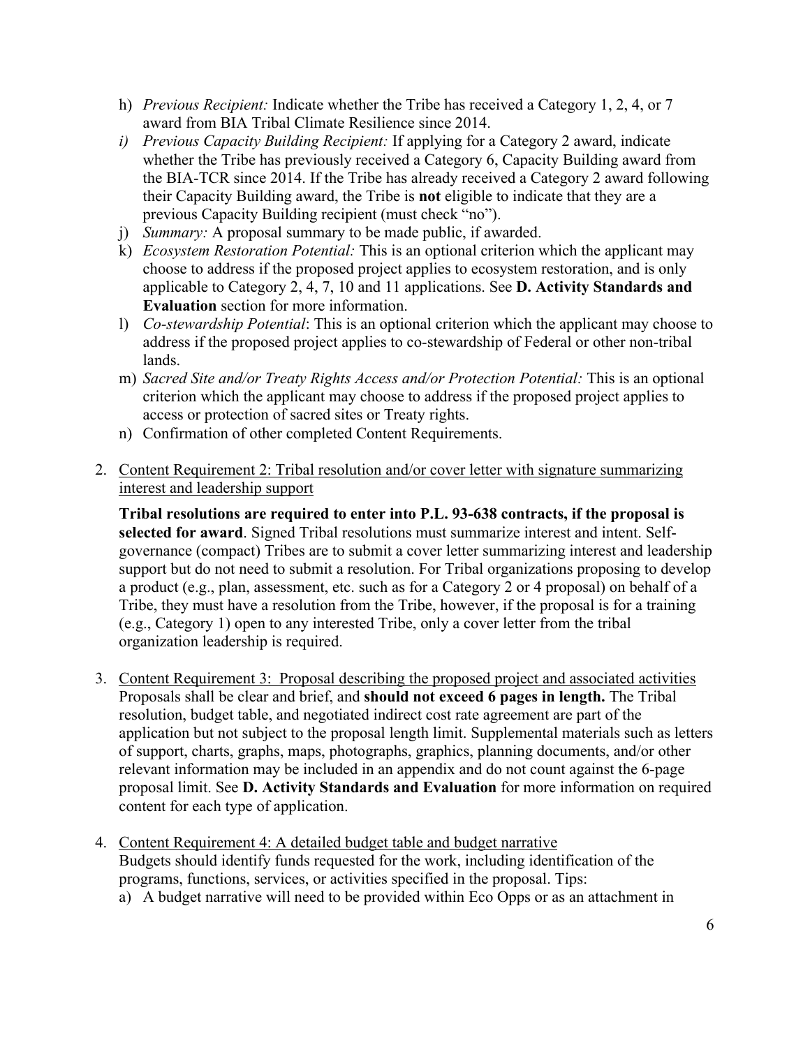h) *Previous Recipient:* Indicate whether the Tribe has received a Category 1, 2, 4, or 7 award from BIA Tribal Climate Resilience since 2014.
i) *Previous Capacity Building Recipient:* If applying for a Category 2 award, indicate whether the Tribe has previously received a Category 6, Capacity Building award from the BIA-TCR since 2014. If the Tribe has already received a Category 2 award following their Capacity Building award, the Tribe is **not** eligible to indicate that they are a previous Capacity Building recipient (must check "no").
j) *Summary:* A proposal summary to be made public, if awarded.
k) *Ecosystem Restoration Potential:* This is an optional criterion which the applicant may choose to address if the proposed project applies to ecosystem restoration, and is only applicable to Category 2, 4, 7, 10 and 11 applications. See **D. Activity Standards and Evaluation** section for more information.
l) *Co-stewardship Potential*: This is an optional criterion which the applicant may choose to address if the proposed project applies to co-stewardship of Federal or other non-tribal lands.
m) *Sacred Site and/or Treaty Rights Access and/or Protection Potential:* This is an optional criterion which the applicant may choose to address if the proposed project applies to access or protection of sacred sites or Treaty rights.
n) Confirmation of other completed Content Requirements.

2. <u>Content Requirement 2: Tribal resolution and/or cover letter with signature summarizing interest and leadership support</u>

   **Tribal resolutions are required to enter into P.L. 93-638 contracts, if the proposal is selected for award**. Signed Tribal resolutions must summarize interest and intent. Self-governance (compact) Tribes are to submit a cover letter summarizing interest and leadership support but do not need to submit a resolution. For Tribal organizations proposing to develop a product (e.g., plan, assessment, etc. such as for a Category 2 or 4 proposal) on behalf of a Tribe, they must have a resolution from the Tribe, however, if the proposal is for a training (e.g., Category 1) open to any interested Tribe, only a cover letter from the tribal organization leadership is required.

3. <u>Content Requirement 3: Proposal describing the proposed project and associated activities</u>
   Proposals shall be clear and brief, and **should not exceed 6 pages in length.** The Tribal resolution, budget table, and negotiated indirect cost rate agreement are part of the application but not subject to the proposal length limit. Supplemental materials such as letters of support, charts, graphs, maps, photographs, graphics, planning documents, and/or other relevant information may be included in an appendix and do not count against the 6-page proposal limit. See **D. Activity Standards and Evaluation** for more information on required content for each type of application.

4. <u>Content Requirement 4: A detailed budget table and budget narrative</u>
   Budgets should identify funds requested for the work, including identification of the programs, functions, services, or activities specified in the proposal. Tips:
   a) A budget narrative will need to be provided within Eco Opps or as an attachment in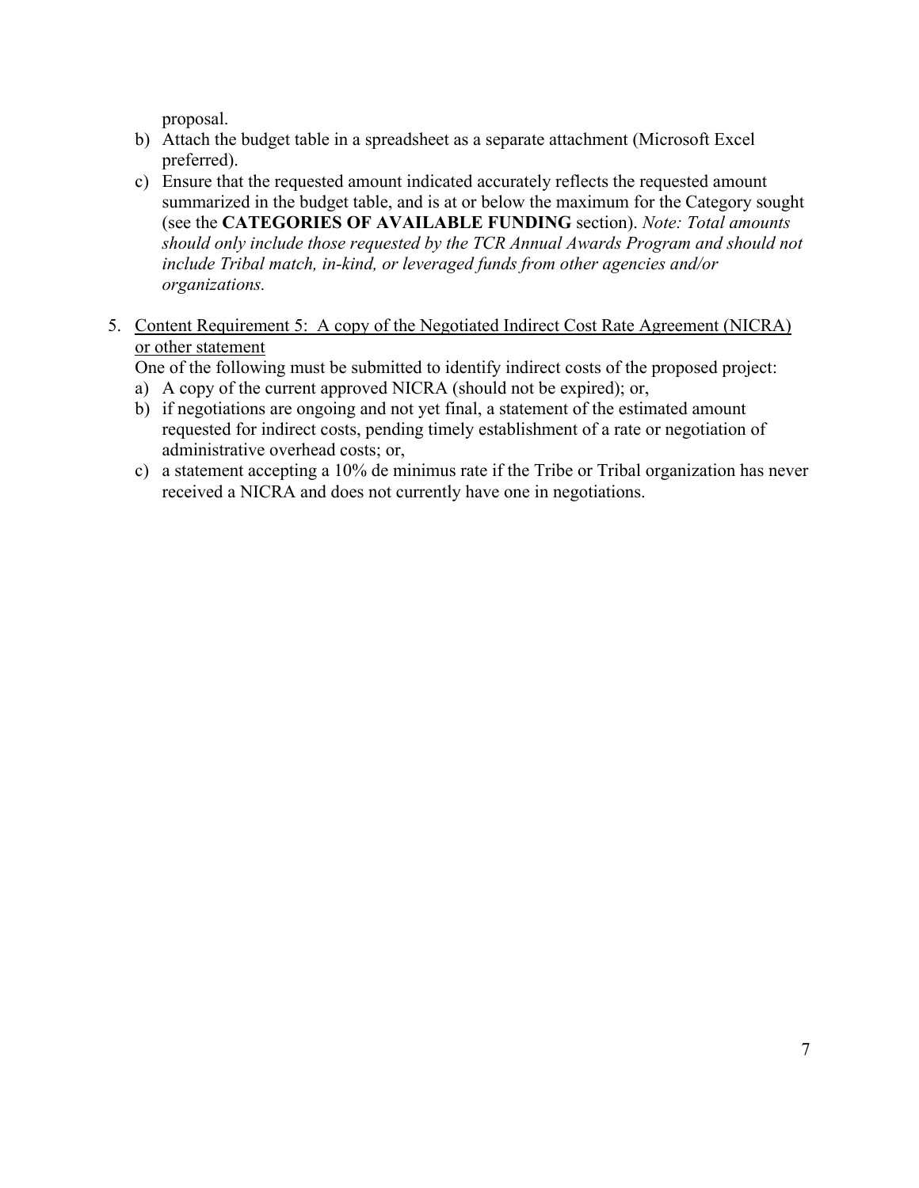proposal.

b) Attach the budget table in a spreadsheet as a separate attachment (Microsoft Excel preferred).

c) Ensure that the requested amount indicated accurately reflects the requested amount summarized in the budget table, and is at or below the maximum for the Category sought (see the **CATEGORIES OF AVAILABLE FUNDING** section). *Note: Total amounts should only include those requested by the TCR Annual Awards Program and should not include Tribal match, in-kind, or leveraged funds from other agencies and/or organizations.*

5. <u>Content Requirement 5: A copy of the Negotiated Indirect Cost Rate Agreement (NICRA) or other statement</u>

   One of the following must be submitted to identify indirect costs of the proposed project:

   a) A copy of the current approved NICRA (should not be expired); or,

   b) if negotiations are ongoing and not yet final, a statement of the estimated amount requested for indirect costs, pending timely establishment of a rate or negotiation of administrative overhead costs; or,

   c) a statement accepting a 10% de minimus rate if the Tribe or Tribal organization has never received a NICRA and does not currently have one in negotiations.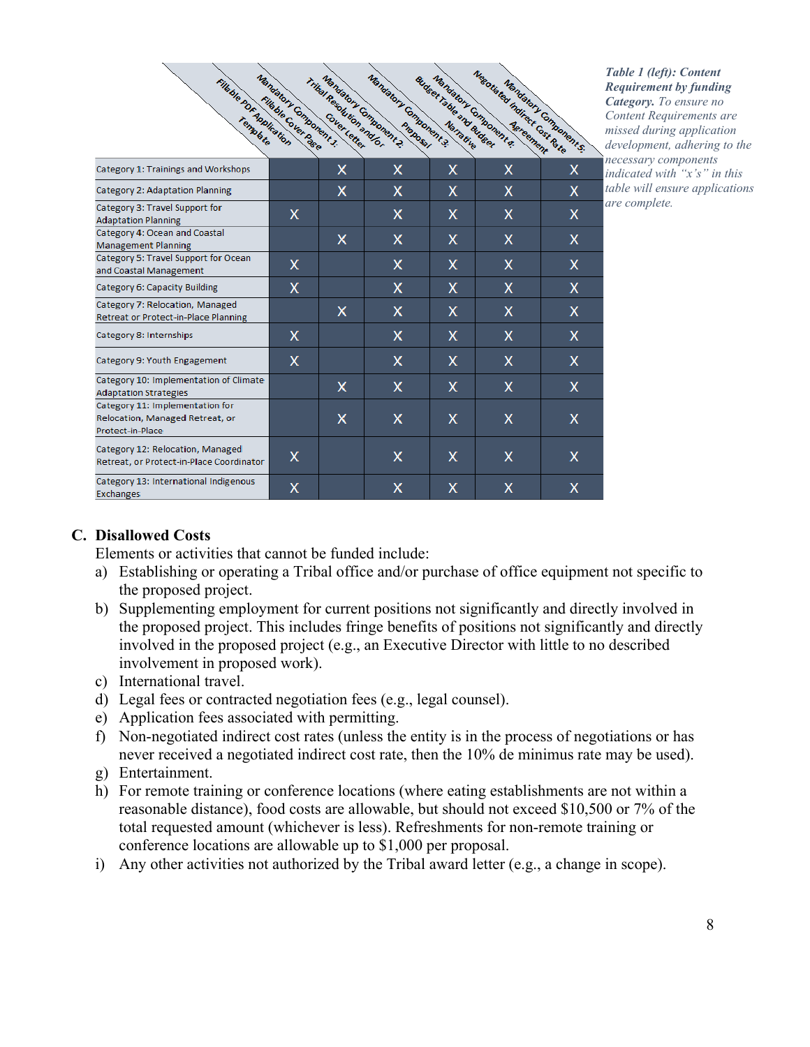| | Fillable PDF Application Template | Mandatory Component 1: Fillable Cover Page | Mandatory Component 2: Tribal Resolution and/or Cover Letter | Mandatory Component 3: Proposal Narrative | Mandatory Component 4: Budget Table and Budget | Mandatory Component 5: Negotiated Indirect Cost Rate Agreement |
|---|---|---|---|---|---|---|
| Category 1: Trainings and Workshops | | X | X | X | X | X |
| Category 2: Adaptation Planning | | X | X | X | X | X |
| Category 3: Travel Support for Adaptation Planning | X | | X | X | X | X |
| Category 4: Ocean and Coastal Management Planning | | X | X | X | X | X |
| Category 5: Travel Support for Ocean and Coastal Management | X | | X | X | X | X |
| Category 6: Capacity Building | X | | X | X | X | X |
| Category 7: Relocation, Managed Retreat or Protect-in-Place Planning | | X | X | X | X | X |
| Category 8: Internships | X | | X | X | X | X |
| Category 9: Youth Engagement | X | | X | X | X | X |
| Category 10: Implementation of Climate Adaptation Strategies | | X | X | X | X | X |
| Category 11: Implementation for Relocation, Managed Retreat, or Protect-in-Place | | X | X | X | X | X |
| Category 12: Relocation, Managed Retreat, or Protect-in-Place Coordinator | X | | X | X | X | X |
| Category 13: International Indigenous Exchanges | X | | X | X | X | X |

***Table 1 (left): Content Requirement by funding Category.*** *To ensure no Content Requirements are missed during application development, adhering to the necessary components indicated with "x's" in this table will ensure applications are complete.*

## C. Disallowed Costs

Elements or activities that cannot be funded include:

a) Establishing or operating a Tribal office and/or purchase of office equipment not specific to the proposed project.
b) Supplementing employment for current positions not significantly and directly involved in the proposed project. This includes fringe benefits of positions not significantly and directly involved in the proposed project (e.g., an Executive Director with little to no described involvement in proposed work).
c) International travel.
d) Legal fees or contracted negotiation fees (e.g., legal counsel).
e) Application fees associated with permitting.
f) Non-negotiated indirect cost rates (unless the entity is in the process of negotiations or has never received a negotiated indirect cost rate, then the 10% de minimus rate may be used).
g) Entertainment.
h) For remote training or conference locations (where eating establishments are not within a reasonable distance), food costs are allowable, but should not exceed $10,500 or 7% of the total requested amount (whichever is less). Refreshments for non-remote training or conference locations are allowable up to $1,000 per proposal.
i) Any other activities not authorized by the Tribal award letter (e.g., a change in scope).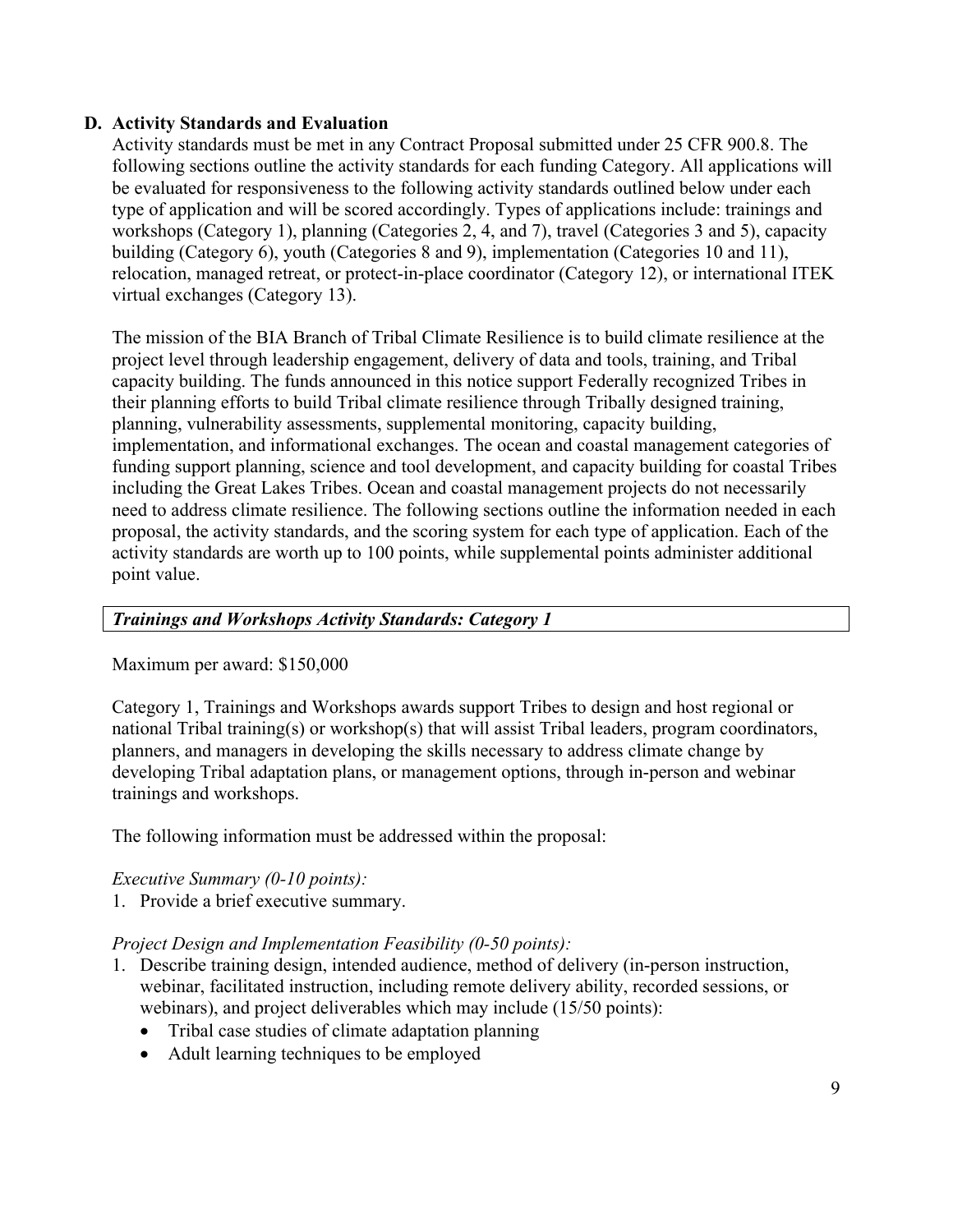## D. Activity Standards and Evaluation

Activity standards must be met in any Contract Proposal submitted under 25 CFR 900.8. The following sections outline the activity standards for each funding Category. All applications will be evaluated for responsiveness to the following activity standards outlined below under each type of application and will be scored accordingly. Types of applications include: trainings and workshops (Category 1), planning (Categories 2, 4, and 7), travel (Categories 3 and 5), capacity building (Category 6), youth (Categories 8 and 9), implementation (Categories 10 and 11), relocation, managed retreat, or protect-in-place coordinator (Category 12), or international ITEK virtual exchanges (Category 13).

The mission of the BIA Branch of Tribal Climate Resilience is to build climate resilience at the project level through leadership engagement, delivery of data and tools, training, and Tribal capacity building. The funds announced in this notice support Federally recognized Tribes in their planning efforts to build Tribal climate resilience through Tribally designed training, planning, vulnerability assessments, supplemental monitoring, capacity building, implementation, and informational exchanges. The ocean and coastal management categories of funding support planning, science and tool development, and capacity building for coastal Tribes including the Great Lakes Tribes. Ocean and coastal management projects do not necessarily need to address climate resilience. The following sections outline the information needed in each proposal, the activity standards, and the scoring system for each type of application. Each of the activity standards are worth up to 100 points, while supplemental points administer additional point value.

### *Trainings and Workshops Activity Standards: Category 1*

Maximum per award: $150,000

Category 1, Trainings and Workshops awards support Tribes to design and host regional or national Tribal training(s) or workshop(s) that will assist Tribal leaders, program coordinators, planners, and managers in developing the skills necessary to address climate change by developing Tribal adaptation plans, or management options, through in-person and webinar trainings and workshops.

The following information must be addressed within the proposal:

*Executive Summary (0-10 points):*

1. Provide a brief executive summary.

*Project Design and Implementation Feasibility (0-50 points):*

1. Describe training design, intended audience, method of delivery (in-person instruction, webinar, facilitated instruction, including remote delivery ability, recorded sessions, or webinars), and project deliverables which may include (15/50 points):
   - Tribal case studies of climate adaptation planning
   - Adult learning techniques to be employed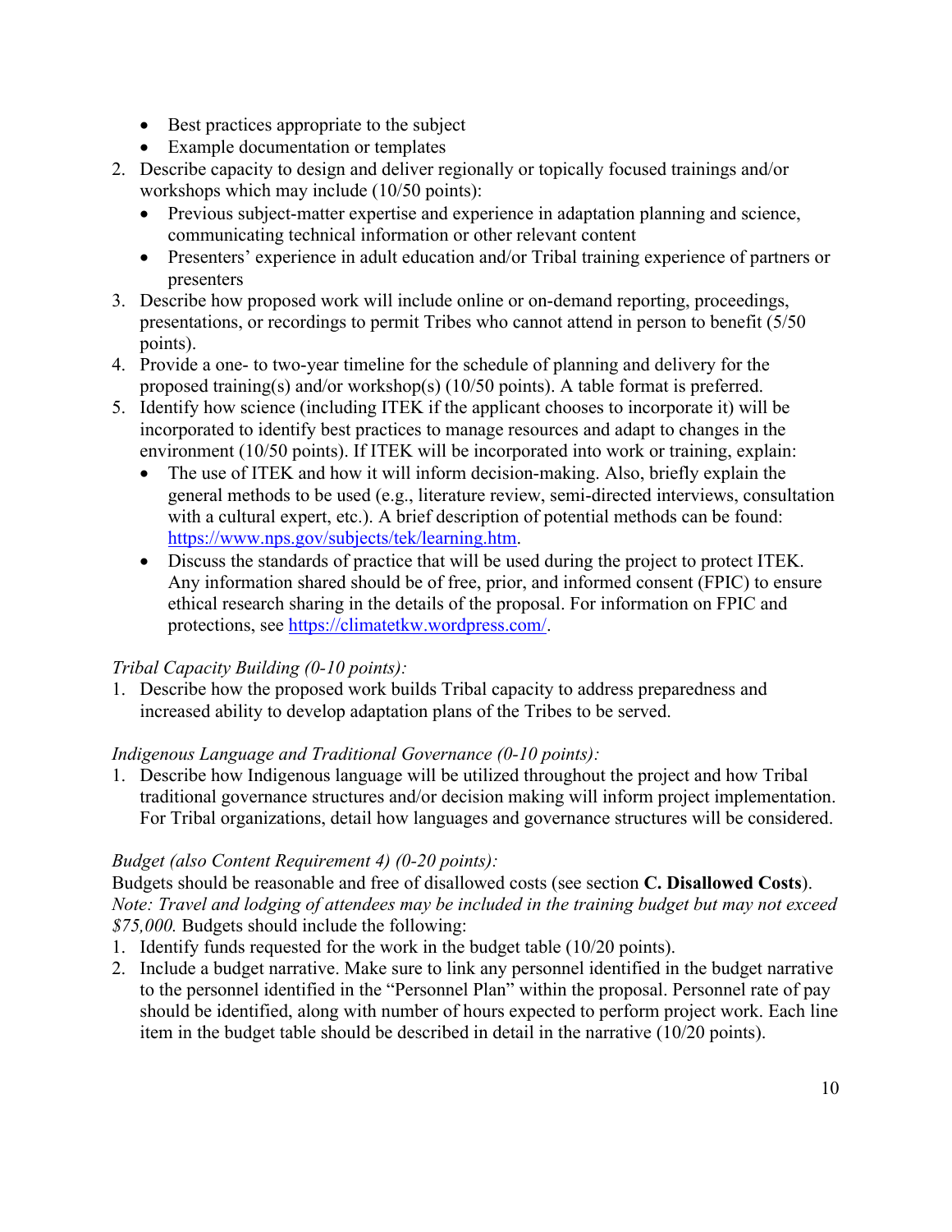- Best practices appropriate to the subject
- Example documentation or templates

2. Describe capacity to design and deliver regionally or topically focused trainings and/or workshops which may include (10/50 points):
   - Previous subject-matter expertise and experience in adaptation planning and science, communicating technical information or other relevant content
   - Presenters' experience in adult education and/or Tribal training experience of partners or presenters
3. Describe how proposed work will include online or on-demand reporting, proceedings, presentations, or recordings to permit Tribes who cannot attend in person to benefit (5/50 points).
4. Provide a one- to two-year timeline for the schedule of planning and delivery for the proposed training(s) and/or workshop(s) (10/50 points). A table format is preferred.
5. Identify how science (including ITEK if the applicant chooses to incorporate it) will be incorporated to identify best practices to manage resources and adapt to changes in the environment (10/50 points). If ITEK will be incorporated into work or training, explain:
   - The use of ITEK and how it will inform decision-making. Also, briefly explain the general methods to be used (e.g., literature review, semi-directed interviews, consultation with a cultural expert, etc.). A brief description of potential methods can be found: https://www.nps.gov/subjects/tek/learning.htm.
   - Discuss the standards of practice that will be used during the project to protect ITEK. Any information shared should be of free, prior, and informed consent (FPIC) to ensure ethical research sharing in the details of the proposal. For information on FPIC and protections, see https://climatetkw.wordpress.com/.

*Tribal Capacity Building (0-10 points):*

1. Describe how the proposed work builds Tribal capacity to address preparedness and increased ability to develop adaptation plans of the Tribes to be served.

*Indigenous Language and Traditional Governance (0-10 points):*

1. Describe how Indigenous language will be utilized throughout the project and how Tribal traditional governance structures and/or decision making will inform project implementation. For Tribal organizations, detail how languages and governance structures will be considered.

*Budget (also Content Requirement 4) (0-20 points):*

Budgets should be reasonable and free of disallowed costs (see section **C. Disallowed Costs**). *Note: Travel and lodging of attendees may be included in the training budget but may not exceed $75,000.* Budgets should include the following:

1. Identify funds requested for the work in the budget table (10/20 points).
2. Include a budget narrative. Make sure to link any personnel identified in the budget narrative to the personnel identified in the "Personnel Plan" within the proposal. Personnel rate of pay should be identified, along with number of hours expected to perform project work. Each line item in the budget table should be described in detail in the narrative (10/20 points).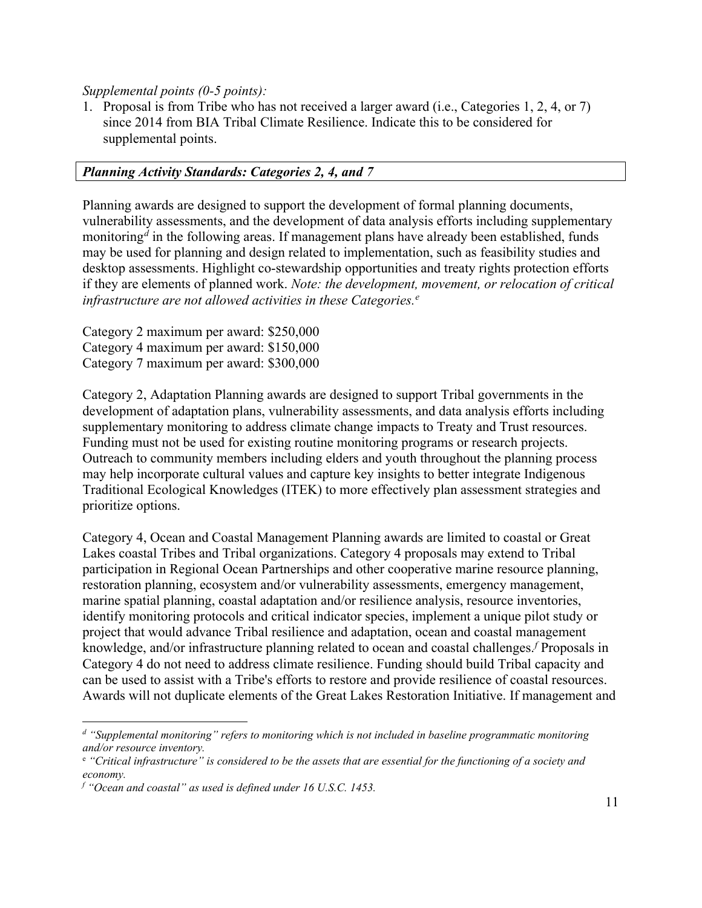*Supplemental points (0-5 points):*

1. Proposal is from Tribe who has not received a larger award (i.e., Categories 1, 2, 4, or 7) since 2014 from BIA Tribal Climate Resilience. Indicate this to be considered for supplemental points.

***Planning Activity Standards: Categories 2, 4, and 7***

Planning awards are designed to support the development of formal planning documents, vulnerability assessments, and the development of data analysis efforts including supplementary monitoring[d] in the following areas. If management plans have already been established, funds may be used for planning and design related to implementation, such as feasibility studies and desktop assessments. Highlight co-stewardship opportunities and treaty rights protection efforts if they are elements of planned work. *Note: the development, movement, or relocation of critical infrastructure are not allowed activities in these Categories.[e]*

Category 2 maximum per award: $250,000
Category 4 maximum per award: $150,000
Category 7 maximum per award: $300,000

Category 2, Adaptation Planning awards are designed to support Tribal governments in the development of adaptation plans, vulnerability assessments, and data analysis efforts including supplementary monitoring to address climate change impacts to Treaty and Trust resources. Funding must not be used for existing routine monitoring programs or research projects. Outreach to community members including elders and youth throughout the planning process may help incorporate cultural values and capture key insights to better integrate Indigenous Traditional Ecological Knowledges (ITEK) to more effectively plan assessment strategies and prioritize options.

Category 4, Ocean and Coastal Management Planning awards are limited to coastal or Great Lakes coastal Tribes and Tribal organizations. Category 4 proposals may extend to Tribal participation in Regional Ocean Partnerships and other cooperative marine resource planning, restoration planning, ecosystem and/or vulnerability assessments, emergency management, marine spatial planning, coastal adaptation and/or resilience analysis, resource inventories, identify monitoring protocols and critical indicator species, implement a unique pilot study or project that would advance Tribal resilience and adaptation, ocean and coastal management knowledge, and/or infrastructure planning related to ocean and coastal challenges.[f] Proposals in Category 4 do not need to address climate resilience. Funding should build Tribal capacity and can be used to assist with a Tribe's efforts to restore and provide resilience of coastal resources. Awards will not duplicate elements of the Great Lakes Restoration Initiative. If management and

---

[d] *"Supplemental monitoring" refers to monitoring which is not included in baseline programmatic monitoring and/or resource inventory.*

[e] *"Critical infrastructure" is considered to be the assets that are essential for the functioning of a society and economy.*

[f] *"Ocean and coastal" as used is defined under 16 U.S.C. 1453.*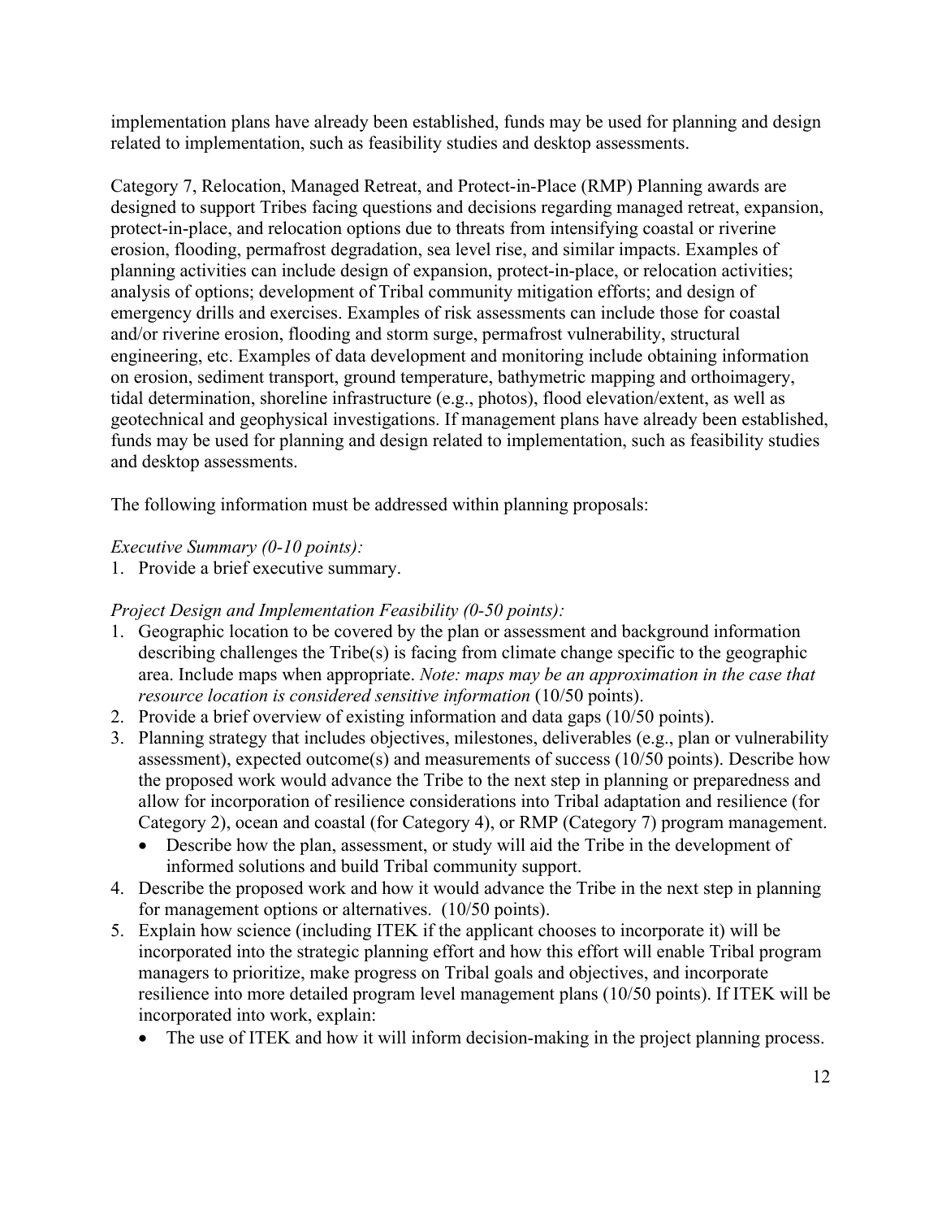implementation plans have already been established, funds may be used for planning and design related to implementation, such as feasibility studies and desktop assessments.

Category 7, Relocation, Managed Retreat, and Protect-in-Place (RMP) Planning awards are designed to support Tribes facing questions and decisions regarding managed retreat, expansion, protect-in-place, and relocation options due to threats from intensifying coastal or riverine erosion, flooding, permafrost degradation, sea level rise, and similar impacts. Examples of planning activities can include design of expansion, protect-in-place, or relocation activities; analysis of options; development of Tribal community mitigation efforts; and design of emergency drills and exercises. Examples of risk assessments can include those for coastal and/or riverine erosion, flooding and storm surge, permafrost vulnerability, structural engineering, etc. Examples of data development and monitoring include obtaining information on erosion, sediment transport, ground temperature, bathymetric mapping and orthoimagery, tidal determination, shoreline infrastructure (e.g., photos), flood elevation/extent, as well as geotechnical and geophysical investigations. If management plans have already been established, funds may be used for planning and design related to implementation, such as feasibility studies and desktop assessments.

The following information must be addressed within planning proposals:

*Executive Summary (0-10 points):*

1. Provide a brief executive summary.

*Project Design and Implementation Feasibility (0-50 points):*

1. Geographic location to be covered by the plan or assessment and background information describing challenges the Tribe(s) is facing from climate change specific to the geographic area. Include maps when appropriate. *Note: maps may be an approximation in the case that resource location is considered sensitive information* (10/50 points).
2. Provide a brief overview of existing information and data gaps (10/50 points).
3. Planning strategy that includes objectives, milestones, deliverables (e.g., plan or vulnerability assessment), expected outcome(s) and measurements of success (10/50 points). Describe how the proposed work would advance the Tribe to the next step in planning or preparedness and allow for incorporation of resilience considerations into Tribal adaptation and resilience (for Category 2), ocean and coastal (for Category 4), or RMP (Category 7) program management.
   - Describe how the plan, assessment, or study will aid the Tribe in the development of informed solutions and build Tribal community support.
4. Describe the proposed work and how it would advance the Tribe in the next step in planning for management options or alternatives. (10/50 points).
5. Explain how science (including ITEK if the applicant chooses to incorporate it) will be incorporated into the strategic planning effort and how this effort will enable Tribal program managers to prioritize, make progress on Tribal goals and objectives, and incorporate resilience into more detailed program level management plans (10/50 points). If ITEK will be incorporated into work, explain:
   - The use of ITEK and how it will inform decision-making in the project planning process.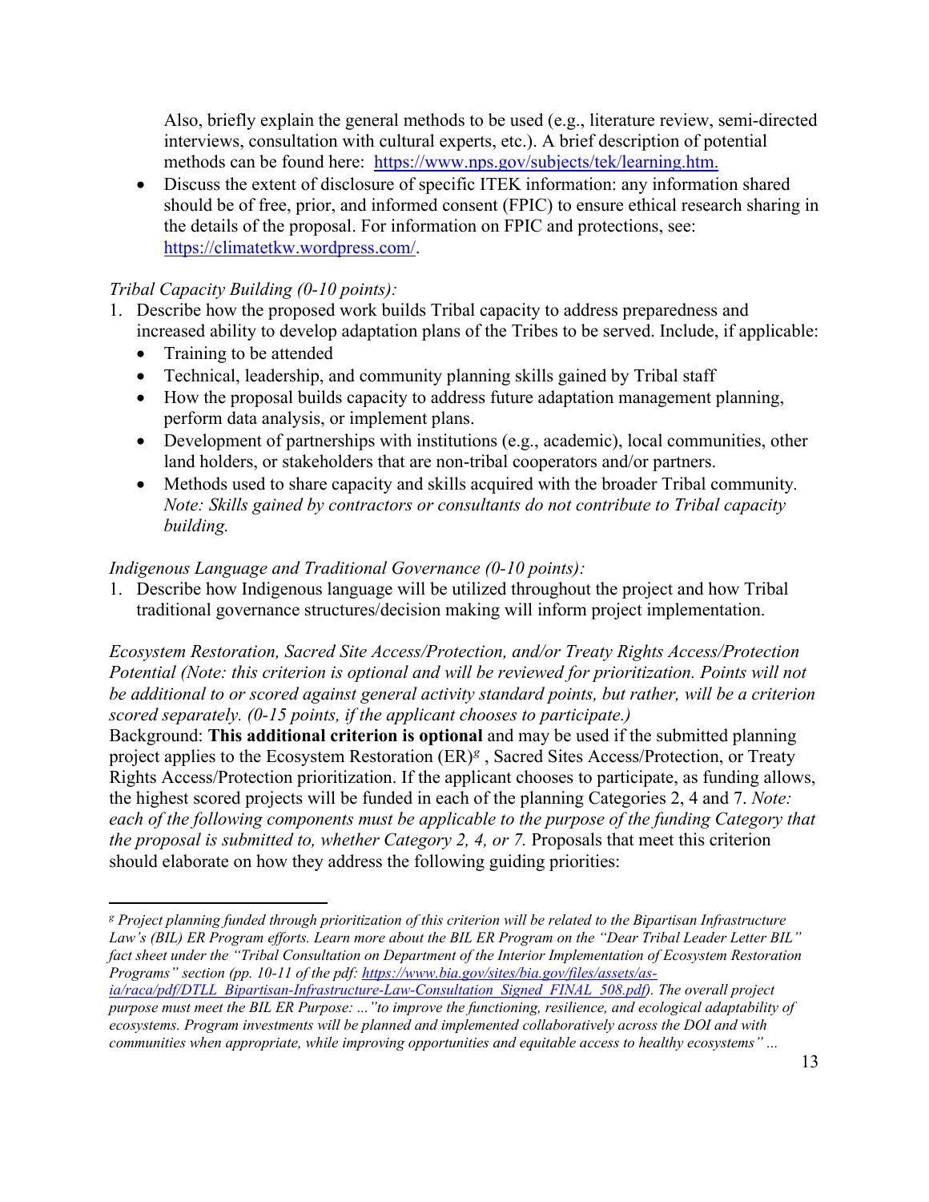Also, briefly explain the general methods to be used (e.g., literature review, semi-directed interviews, consultation with cultural experts, etc.). A brief description of potential methods can be found here: [https://www.nps.gov/subjects/tek/learning.htm.](https://www.nps.gov/subjects/tek/learning.htm)

- Discuss the extent of disclosure of specific ITEK information: any information shared should be of free, prior, and informed consent (FPIC) to ensure ethical research sharing in the details of the proposal. For information on FPIC and protections, see: [https://climatetkw.wordpress.com/](https://climatetkw.wordpress.com/).

*Tribal Capacity Building (0-10 points):*

1. Describe how the proposed work builds Tribal capacity to address preparedness and increased ability to develop adaptation plans of the Tribes to be served. Include, if applicable:
   - Training to be attended
   - Technical, leadership, and community planning skills gained by Tribal staff
   - How the proposal builds capacity to address future adaptation management planning, perform data analysis, or implement plans.
   - Development of partnerships with institutions (e.g., academic), local communities, other land holders, or stakeholders that are non-tribal cooperators and/or partners.
   - Methods used to share capacity and skills acquired with the broader Tribal community. *Note: Skills gained by contractors or consultants do not contribute to Tribal capacity building.*

*Indigenous Language and Traditional Governance (0-10 points):*

1. Describe how Indigenous language will be utilized throughout the project and how Tribal traditional governance structures/decision making will inform project implementation.

*Ecosystem Restoration, Sacred Site Access/Protection, and/or Treaty Rights Access/Protection Potential (Note: this criterion is optional and will be reviewed for prioritization. Points will not be additional to or scored against general activity standard points, but rather, will be a criterion scored separately. (0-15 points, if the applicant chooses to participate.)*

Background: **This additional criterion is optional** and may be used if the submitted planning project applies to the Ecosystem Restoration (ER)[g] , Sacred Sites Access/Protection, or Treaty Rights Access/Protection prioritization. If the applicant chooses to participate, as funding allows, the highest scored projects will be funded in each of the planning Categories 2, 4 and 7. *Note: each of the following components must be applicable to the purpose of the funding Category that the proposal is submitted to, whether Category 2, 4, or 7.* Proposals that meet this criterion should elaborate on how they address the following guiding priorities:

---

[g] *Project planning funded through prioritization of this criterion will be related to the Bipartisan Infrastructure Law's (BIL) ER Program efforts. Learn more about the BIL ER Program on the "Dear Tribal Leader Letter BIL" fact sheet under the "Tribal Consultation on Department of the Interior Implementation of Ecosystem Restoration Programs" section (pp. 10-11 of the pdf: [https://www.bia.gov/sites/bia.gov/files/assets/as-ia/raca/pdf/DTLL_Bipartisan-Infrastructure-Law-Consultation_Signed_FINAL_508.pdf](https://www.bia.gov/sites/bia.gov/files/assets/as-ia/raca/pdf/DTLL_Bipartisan-Infrastructure-Law-Consultation_Signed_FINAL_508.pdf)). The overall project purpose must meet the BIL ER Purpose: ..."to improve the functioning, resilience, and ecological adaptability of ecosystems. Program investments will be planned and implemented collaboratively across the DOI and with communities when appropriate, while improving opportunities and equitable access to healthy ecosystems" ...*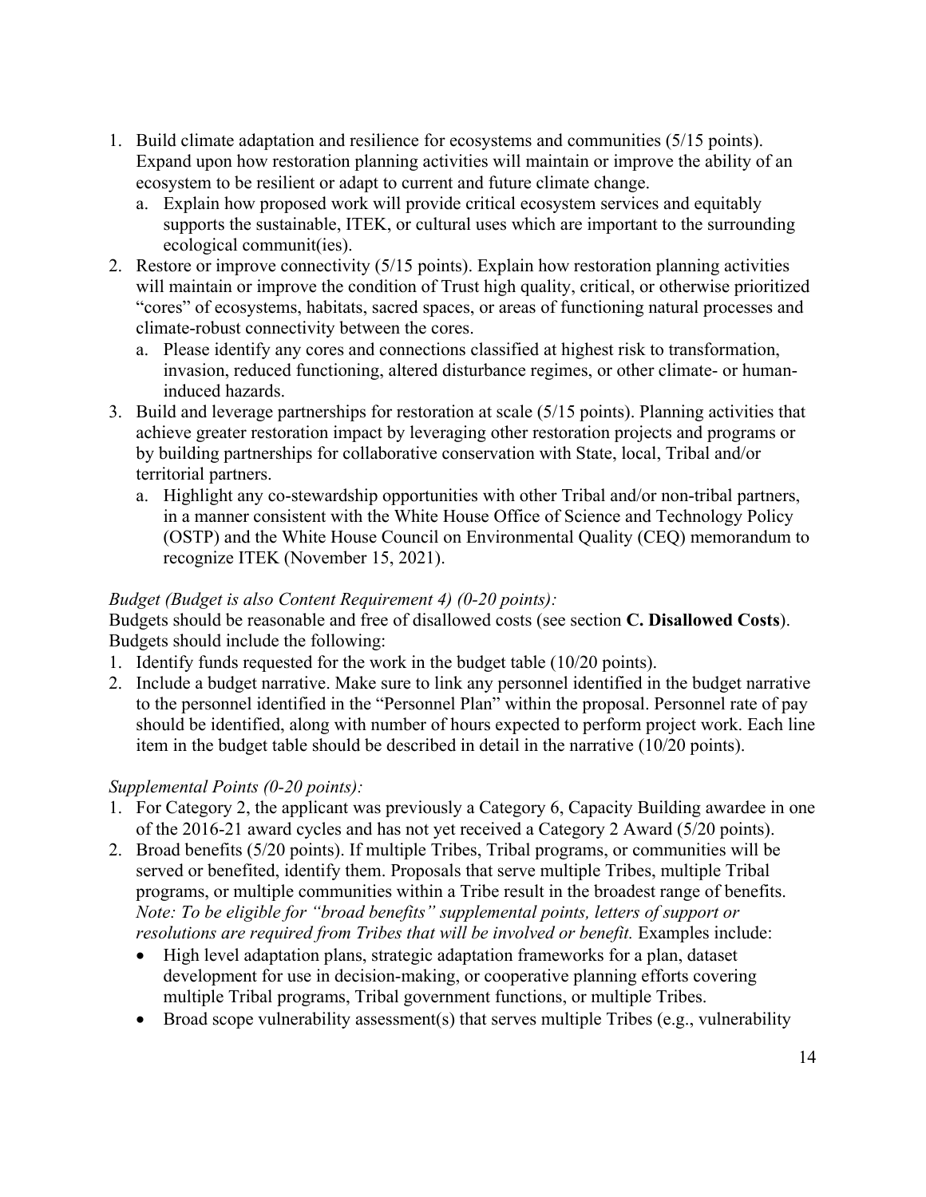1. Build climate adaptation and resilience for ecosystems and communities (5/15 points). Expand upon how restoration planning activities will maintain or improve the ability of an ecosystem to be resilient or adapt to current and future climate change.
    a. Explain how proposed work will provide critical ecosystem services and equitably supports the sustainable, ITEK, or cultural uses which are important to the surrounding ecological communit(ies).
2. Restore or improve connectivity (5/15 points). Explain how restoration planning activities will maintain or improve the condition of Trust high quality, critical, or otherwise prioritized "cores" of ecosystems, habitats, sacred spaces, or areas of functioning natural processes and climate-robust connectivity between the cores.
    a. Please identify any cores and connections classified at highest risk to transformation, invasion, reduced functioning, altered disturbance regimes, or other climate- or human-induced hazards.
3. Build and leverage partnerships for restoration at scale (5/15 points). Planning activities that achieve greater restoration impact by leveraging other restoration projects and programs or by building partnerships for collaborative conservation with State, local, Tribal and/or territorial partners.
    a. Highlight any co-stewardship opportunities with other Tribal and/or non-tribal partners, in a manner consistent with the White House Office of Science and Technology Policy (OSTP) and the White House Council on Environmental Quality (CEQ) memorandum to recognize ITEK (November 15, 2021).

*Budget (Budget is also Content Requirement 4) (0-20 points):*

Budgets should be reasonable and free of disallowed costs (see section **C. Disallowed Costs**). Budgets should include the following:

1. Identify funds requested for the work in the budget table (10/20 points).
2. Include a budget narrative. Make sure to link any personnel identified in the budget narrative to the personnel identified in the "Personnel Plan" within the proposal. Personnel rate of pay should be identified, along with number of hours expected to perform project work. Each line item in the budget table should be described in detail in the narrative (10/20 points).

*Supplemental Points (0-20 points):*

1. For Category 2, the applicant was previously a Category 6, Capacity Building awardee in one of the 2016-21 award cycles and has not yet received a Category 2 Award (5/20 points).
2. Broad benefits (5/20 points). If multiple Tribes, Tribal programs, or communities will be served or benefited, identify them. Proposals that serve multiple Tribes, multiple Tribal programs, or multiple communities within a Tribe result in the broadest range of benefits. *Note: To be eligible for "broad benefits" supplemental points, letters of support or resolutions are required from Tribes that will be involved or benefit.* Examples include:
    - High level adaptation plans, strategic adaptation frameworks for a plan, dataset development for use in decision-making, or cooperative planning efforts covering multiple Tribal programs, Tribal government functions, or multiple Tribes.
    - Broad scope vulnerability assessment(s) that serves multiple Tribes (e.g., vulnerability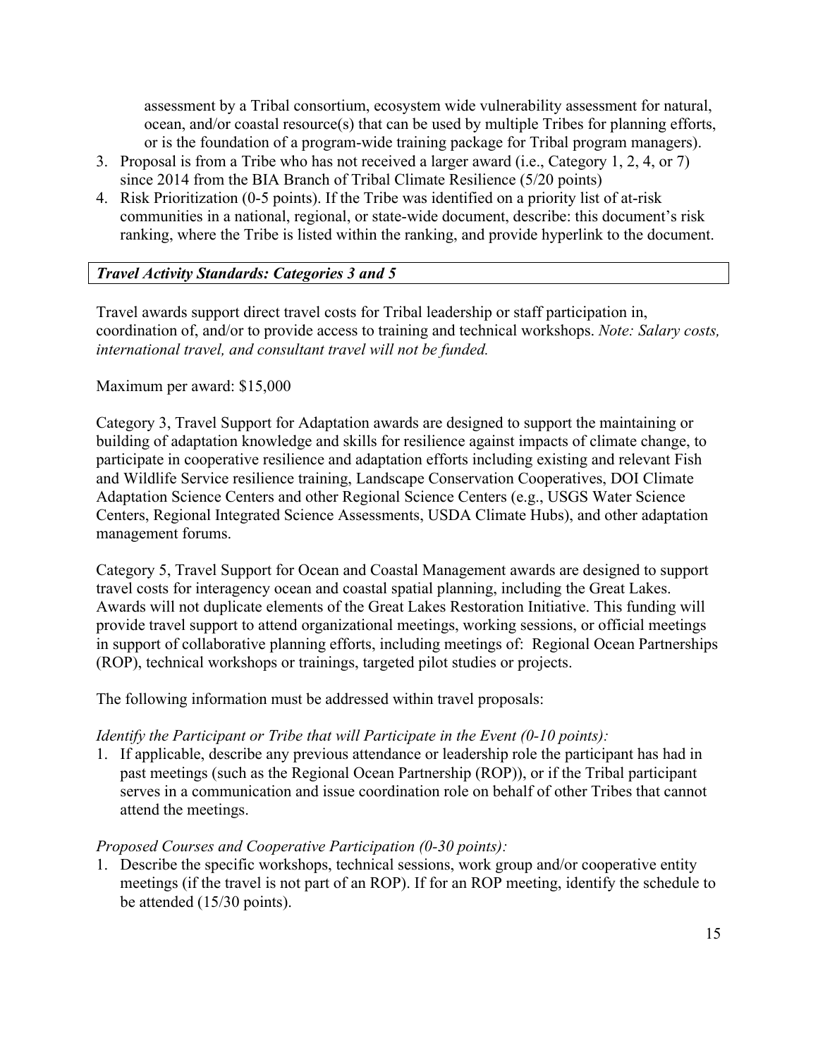assessment by a Tribal consortium, ecosystem wide vulnerability assessment for natural, ocean, and/or coastal resource(s) that can be used by multiple Tribes for planning efforts, or is the foundation of a program-wide training package for Tribal program managers).

3. Proposal is from a Tribe who has not received a larger award (i.e., Category 1, 2, 4, or 7) since 2014 from the BIA Branch of Tribal Climate Resilience (5/20 points)
4. Risk Prioritization (0-5 points). If the Tribe was identified on a priority list of at-risk communities in a national, regional, or state-wide document, describe: this document's risk ranking, where the Tribe is listed within the ranking, and provide hyperlink to the document.

### *Travel Activity Standards: Categories 3 and 5*

Travel awards support direct travel costs for Tribal leadership or staff participation in, coordination of, and/or to provide access to training and technical workshops. *Note: Salary costs, international travel, and consultant travel will not be funded.*

Maximum per award: $15,000

Category 3, Travel Support for Adaptation awards are designed to support the maintaining or building of adaptation knowledge and skills for resilience against impacts of climate change, to participate in cooperative resilience and adaptation efforts including existing and relevant Fish and Wildlife Service resilience training, Landscape Conservation Cooperatives, DOI Climate Adaptation Science Centers and other Regional Science Centers (e.g., USGS Water Science Centers, Regional Integrated Science Assessments, USDA Climate Hubs), and other adaptation management forums.

Category 5, Travel Support for Ocean and Coastal Management awards are designed to support travel costs for interagency ocean and coastal spatial planning, including the Great Lakes. Awards will not duplicate elements of the Great Lakes Restoration Initiative. This funding will provide travel support to attend organizational meetings, working sessions, or official meetings in support of collaborative planning efforts, including meetings of: Regional Ocean Partnerships (ROP), technical workshops or trainings, targeted pilot studies or projects.

The following information must be addressed within travel proposals:

*Identify the Participant or Tribe that will Participate in the Event (0-10 points):*

1. If applicable, describe any previous attendance or leadership role the participant has had in past meetings (such as the Regional Ocean Partnership (ROP)), or if the Tribal participant serves in a communication and issue coordination role on behalf of other Tribes that cannot attend the meetings.

*Proposed Courses and Cooperative Participation (0-30 points):*

1. Describe the specific workshops, technical sessions, work group and/or cooperative entity meetings (if the travel is not part of an ROP). If for an ROP meeting, identify the schedule to be attended (15/30 points).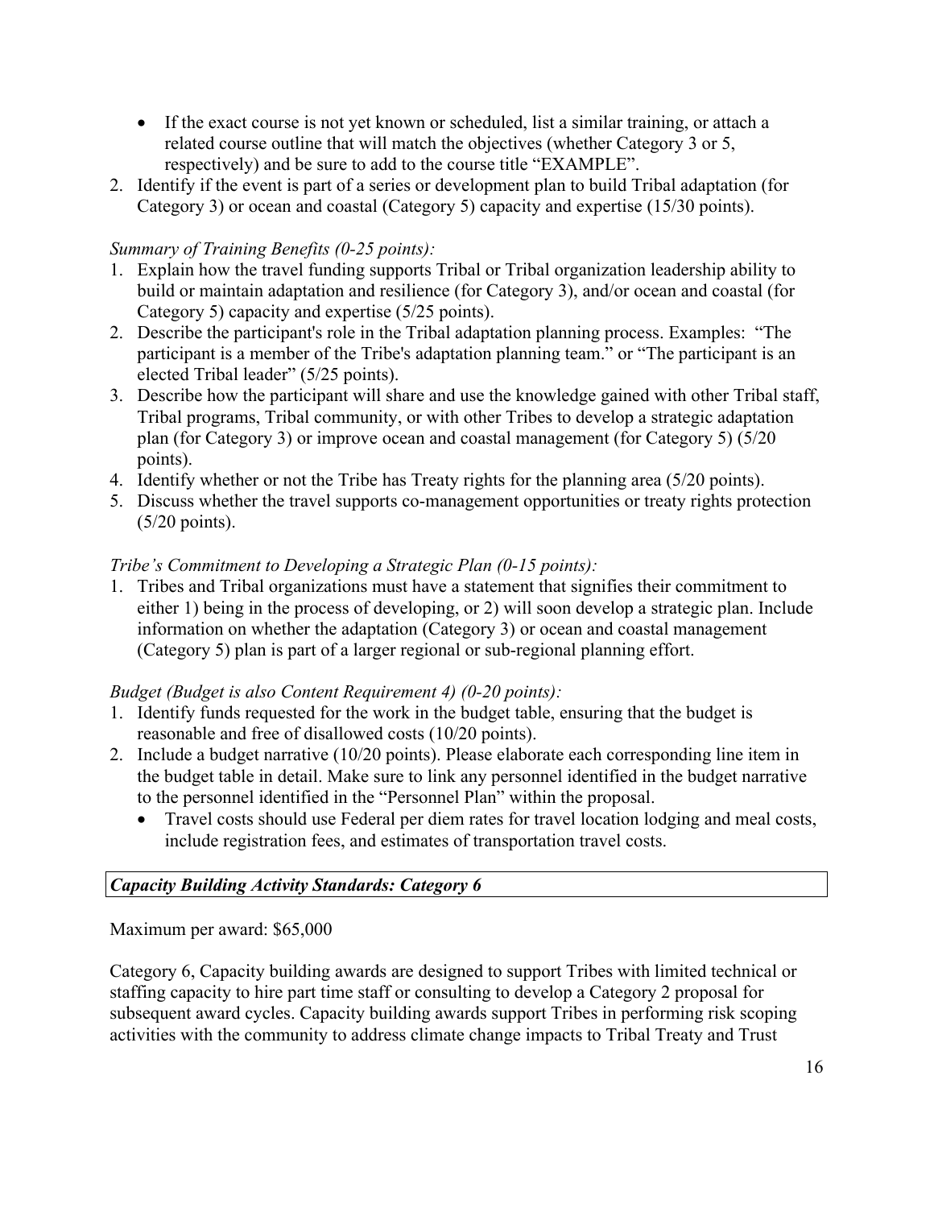- If the exact course is not yet known or scheduled, list a similar training, or attach a related course outline that will match the objectives (whether Category 3 or 5, respectively) and be sure to add to the course title "EXAMPLE".

2. Identify if the event is part of a series or development plan to build Tribal adaptation (for Category 3) or ocean and coastal (Category 5) capacity and expertise (15/30 points).

*Summary of Training Benefits (0-25 points):*

1. Explain how the travel funding supports Tribal or Tribal organization leadership ability to build or maintain adaptation and resilience (for Category 3), and/or ocean and coastal (for Category 5) capacity and expertise (5/25 points).
2. Describe the participant's role in the Tribal adaptation planning process. Examples: "The participant is a member of the Tribe's adaptation planning team." or "The participant is an elected Tribal leader" (5/25 points).
3. Describe how the participant will share and use the knowledge gained with other Tribal staff, Tribal programs, Tribal community, or with other Tribes to develop a strategic adaptation plan (for Category 3) or improve ocean and coastal management (for Category 5) (5/20 points).
4. Identify whether or not the Tribe has Treaty rights for the planning area (5/20 points).
5. Discuss whether the travel supports co-management opportunities or treaty rights protection (5/20 points).

*Tribe's Commitment to Developing a Strategic Plan (0-15 points):*

1. Tribes and Tribal organizations must have a statement that signifies their commitment to either 1) being in the process of developing, or 2) will soon develop a strategic plan. Include information on whether the adaptation (Category 3) or ocean and coastal management (Category 5) plan is part of a larger regional or sub-regional planning effort.

*Budget (Budget is also Content Requirement 4) (0-20 points):*

1. Identify funds requested for the work in the budget table, ensuring that the budget is reasonable and free of disallowed costs (10/20 points).
2. Include a budget narrative (10/20 points). Please elaborate each corresponding line item in the budget table in detail. Make sure to link any personnel identified in the budget narrative to the personnel identified in the "Personnel Plan" within the proposal.
   - Travel costs should use Federal per diem rates for travel location lodging and meal costs, include registration fees, and estimates of transportation travel costs.

***Capacity Building Activity Standards: Category 6***

Maximum per award: $65,000

Category 6, Capacity building awards are designed to support Tribes with limited technical or staffing capacity to hire part time staff or consulting to develop a Category 2 proposal for subsequent award cycles. Capacity building awards support Tribes in performing risk scoping activities with the community to address climate change impacts to Tribal Treaty and Trust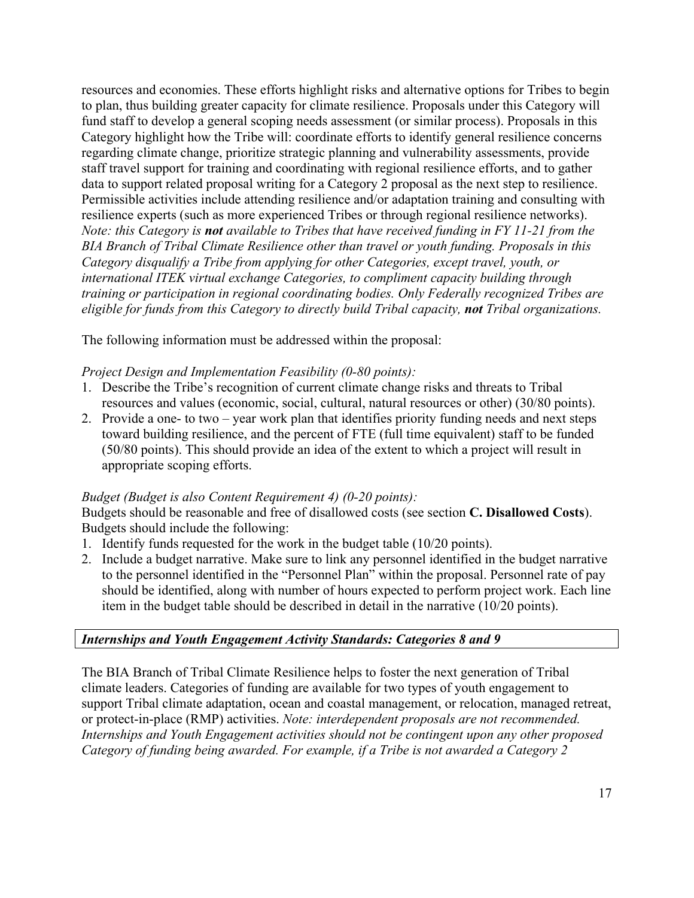resources and economies. These efforts highlight risks and alternative options for Tribes to begin to plan, thus building greater capacity for climate resilience. Proposals under this Category will fund staff to develop a general scoping needs assessment (or similar process). Proposals in this Category highlight how the Tribe will: coordinate efforts to identify general resilience concerns regarding climate change, prioritize strategic planning and vulnerability assessments, provide staff travel support for training and coordinating with regional resilience efforts, and to gather data to support related proposal writing for a Category 2 proposal as the next step to resilience. Permissible activities include attending resilience and/or adaptation training and consulting with resilience experts (such as more experienced Tribes or through regional resilience networks). *Note: this Category is* ***not*** *available to Tribes that have received funding in FY 11-21 from the BIA Branch of Tribal Climate Resilience other than travel or youth funding. Proposals in this Category disqualify a Tribe from applying for other Categories, except travel, youth, or international ITEK virtual exchange Categories, to compliment capacity building through training or participation in regional coordinating bodies. Only Federally recognized Tribes are eligible for funds from this Category to directly build Tribal capacity,* ***not*** *Tribal organizations.*

The following information must be addressed within the proposal:

*Project Design and Implementation Feasibility (0-80 points):*

1. Describe the Tribe's recognition of current climate change risks and threats to Tribal resources and values (economic, social, cultural, natural resources or other) (30/80 points).
2. Provide a one- to two – year work plan that identifies priority funding needs and next steps toward building resilience, and the percent of FTE (full time equivalent) staff to be funded (50/80 points). This should provide an idea of the extent to which a project will result in appropriate scoping efforts.

*Budget (Budget is also Content Requirement 4) (0-20 points):*

Budgets should be reasonable and free of disallowed costs (see section **C. Disallowed Costs**). Budgets should include the following:

1. Identify funds requested for the work in the budget table (10/20 points).
2. Include a budget narrative. Make sure to link any personnel identified in the budget narrative to the personnel identified in the "Personnel Plan" within the proposal. Personnel rate of pay should be identified, along with number of hours expected to perform project work. Each line item in the budget table should be described in detail in the narrative (10/20 points).

***Internships and Youth Engagement Activity Standards: Categories 8 and 9***

The BIA Branch of Tribal Climate Resilience helps to foster the next generation of Tribal climate leaders. Categories of funding are available for two types of youth engagement to support Tribal climate adaptation, ocean and coastal management, or relocation, managed retreat, or protect-in-place (RMP) activities. *Note: interdependent proposals are not recommended. Internships and Youth Engagement activities should not be contingent upon any other proposed Category of funding being awarded. For example, if a Tribe is not awarded a Category 2*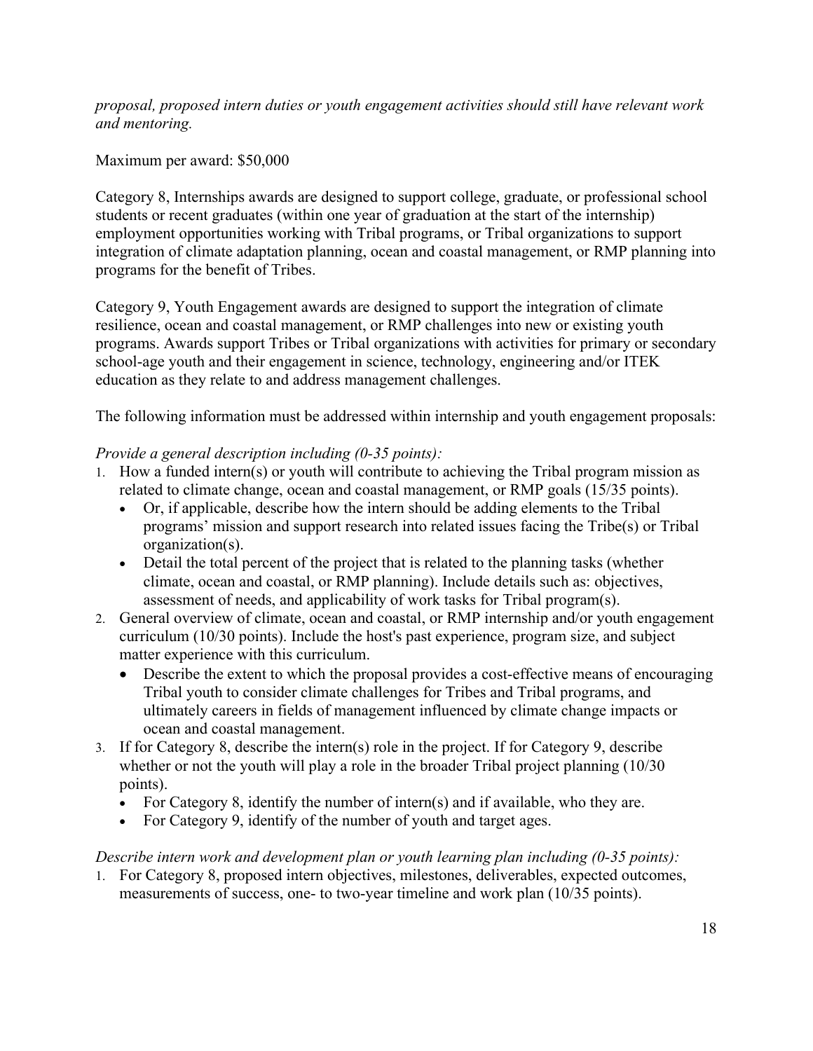*proposal, proposed intern duties or youth engagement activities should still have relevant work and mentoring.*

Maximum per award: $50,000

Category 8, Internships awards are designed to support college, graduate, or professional school students or recent graduates (within one year of graduation at the start of the internship) employment opportunities working with Tribal programs, or Tribal organizations to support integration of climate adaptation planning, ocean and coastal management, or RMP planning into programs for the benefit of Tribes.

Category 9, Youth Engagement awards are designed to support the integration of climate resilience, ocean and coastal management, or RMP challenges into new or existing youth programs. Awards support Tribes or Tribal organizations with activities for primary or secondary school-age youth and their engagement in science, technology, engineering and/or ITEK education as they relate to and address management challenges.

The following information must be addressed within internship and youth engagement proposals:

*Provide a general description including (0-35 points):*

1. How a funded intern(s) or youth will contribute to achieving the Tribal program mission as related to climate change, ocean and coastal management, or RMP goals (15/35 points).
   - Or, if applicable, describe how the intern should be adding elements to the Tribal programs' mission and support research into related issues facing the Tribe(s) or Tribal organization(s).
   - Detail the total percent of the project that is related to the planning tasks (whether climate, ocean and coastal, or RMP planning). Include details such as: objectives, assessment of needs, and applicability of work tasks for Tribal program(s).
2. General overview of climate, ocean and coastal, or RMP internship and/or youth engagement curriculum (10/30 points). Include the host's past experience, program size, and subject matter experience with this curriculum.
   - Describe the extent to which the proposal provides a cost-effective means of encouraging Tribal youth to consider climate challenges for Tribes and Tribal programs, and ultimately careers in fields of management influenced by climate change impacts or ocean and coastal management.
3. If for Category 8, describe the intern(s) role in the project. If for Category 9, describe whether or not the youth will play a role in the broader Tribal project planning (10/30 points).
   - For Category 8, identify the number of intern(s) and if available, who they are.
   - For Category 9, identify of the number of youth and target ages.

*Describe intern work and development plan or youth learning plan including (0-35 points):*

1. For Category 8, proposed intern objectives, milestones, deliverables, expected outcomes, measurements of success, one- to two-year timeline and work plan (10/35 points).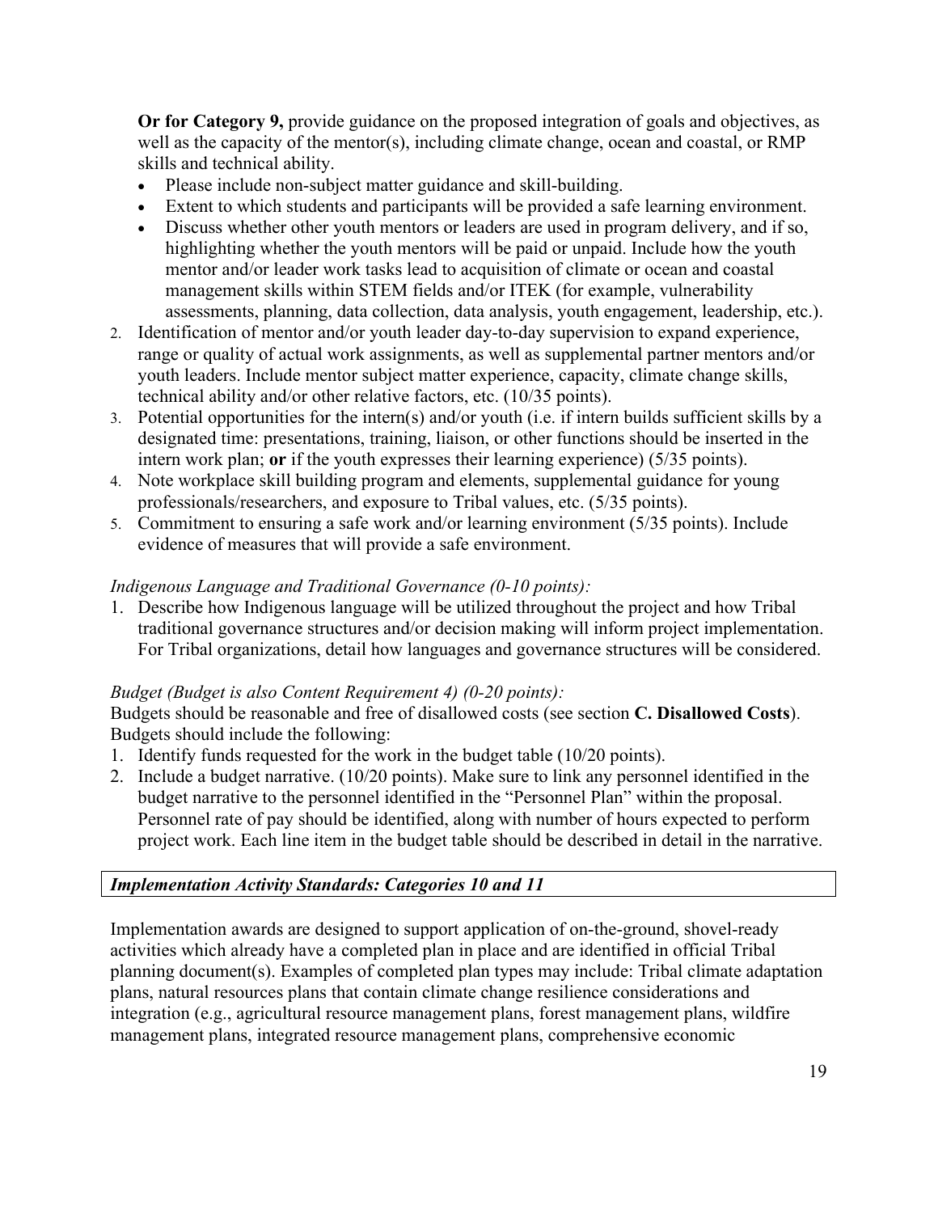**Or for Category 9,** provide guidance on the proposed integration of goals and objectives, as well as the capacity of the mentor(s), including climate change, ocean and coastal, or RMP skills and technical ability.

- Please include non-subject matter guidance and skill-building.
- Extent to which students and participants will be provided a safe learning environment.
- Discuss whether other youth mentors or leaders are used in program delivery, and if so, highlighting whether the youth mentors will be paid or unpaid. Include how the youth mentor and/or leader work tasks lead to acquisition of climate or ocean and coastal management skills within STEM fields and/or ITEK (for example, vulnerability assessments, planning, data collection, data analysis, youth engagement, leadership, etc.).

2. Identification of mentor and/or youth leader day-to-day supervision to expand experience, range or quality of actual work assignments, as well as supplemental partner mentors and/or youth leaders. Include mentor subject matter experience, capacity, climate change skills, technical ability and/or other relative factors, etc. (10/35 points).
3. Potential opportunities for the intern(s) and/or youth (i.e. if intern builds sufficient skills by a designated time: presentations, training, liaison, or other functions should be inserted in the intern work plan; **or** if the youth expresses their learning experience) (5/35 points).
4. Note workplace skill building program and elements, supplemental guidance for young professionals/researchers, and exposure to Tribal values, etc. (5/35 points).
5. Commitment to ensuring a safe work and/or learning environment (5/35 points). Include evidence of measures that will provide a safe environment.

*Indigenous Language and Traditional Governance (0-10 points):*

1. Describe how Indigenous language will be utilized throughout the project and how Tribal traditional governance structures and/or decision making will inform project implementation. For Tribal organizations, detail how languages and governance structures will be considered.

*Budget (Budget is also Content Requirement 4) (0-20 points):*

Budgets should be reasonable and free of disallowed costs (see section **C. Disallowed Costs**). Budgets should include the following:

1. Identify funds requested for the work in the budget table (10/20 points).
2. Include a budget narrative. (10/20 points). Make sure to link any personnel identified in the budget narrative to the personnel identified in the "Personnel Plan" within the proposal. Personnel rate of pay should be identified, along with number of hours expected to perform project work. Each line item in the budget table should be described in detail in the narrative.

***Implementation Activity Standards: Categories 10 and 11***

Implementation awards are designed to support application of on-the-ground, shovel-ready activities which already have a completed plan in place and are identified in official Tribal planning document(s). Examples of completed plan types may include: Tribal climate adaptation plans, natural resources plans that contain climate change resilience considerations and integration (e.g., agricultural resource management plans, forest management plans, wildfire management plans, integrated resource management plans, comprehensive economic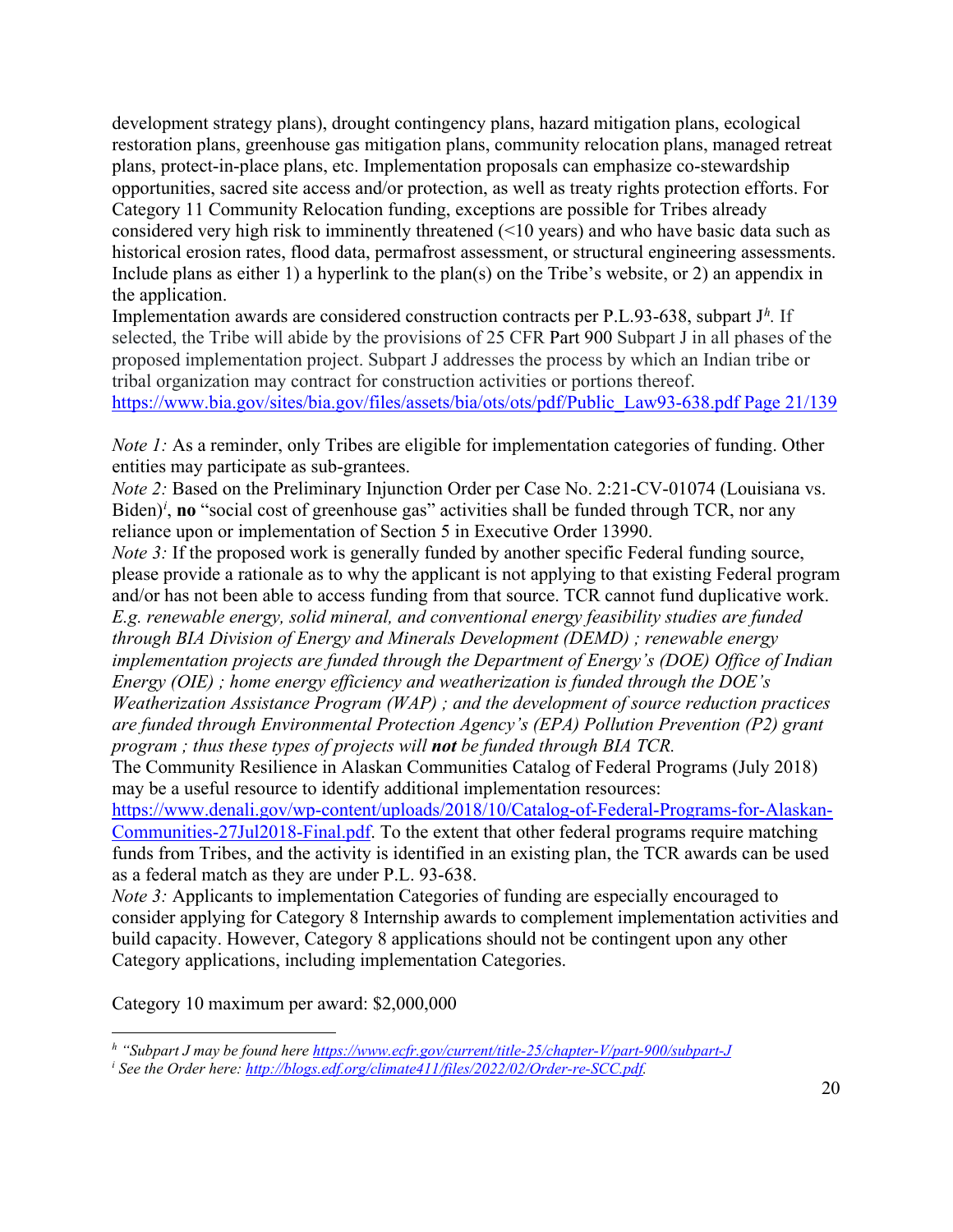development strategy plans), drought contingency plans, hazard mitigation plans, ecological restoration plans, greenhouse gas mitigation plans, community relocation plans, managed retreat plans, protect-in-place plans, etc. Implementation proposals can emphasize co-stewardship opportunities, sacred site access and/or protection, as well as treaty rights protection efforts. For Category 11 Community Relocation funding, exceptions are possible for Tribes already considered very high risk to imminently threatened (<10 years) and who have basic data such as historical erosion rates, flood data, permafrost assessment, or structural engineering assessments. Include plans as either 1) a hyperlink to the plan(s) on the Tribe's website, or 2) an appendix in the application.

Implementation awards are considered construction contracts per P.L.93-638, subpart J[h]. If selected, the Tribe will abide by the provisions of 25 CFR Part 900 Subpart J in all phases of the proposed implementation project. Subpart J addresses the process by which an Indian tribe or tribal organization may contract for construction activities or portions thereof. https://www.bia.gov/sites/bia.gov/files/assets/bia/ots/ots/pdf/Public_Law93-638.pdf Page 21/139

*Note 1:* As a reminder, only Tribes are eligible for implementation categories of funding. Other entities may participate as sub-grantees.

*Note 2:* Based on the Preliminary Injunction Order per Case No. 2:21-CV-01074 (Louisiana vs. Biden)[i], **no** "social cost of greenhouse gas" activities shall be funded through TCR, nor any reliance upon or implementation of Section 5 in Executive Order 13990.

*Note 3:* If the proposed work is generally funded by another specific Federal funding source, please provide a rationale as to why the applicant is not applying to that existing Federal program and/or has not been able to access funding from that source. TCR cannot fund duplicative work. *E.g. renewable energy, solid mineral, and conventional energy feasibility studies are funded through BIA Division of Energy and Minerals Development (DEMD) ; renewable energy implementation projects are funded through the Department of Energy's (DOE) Office of Indian Energy (OIE) ; home energy efficiency and weatherization is funded through the DOE's Weatherization Assistance Program (WAP) ; and the development of source reduction practices are funded through Environmental Protection Agency's (EPA) Pollution Prevention (P2) grant program ; thus these types of projects will* ***not*** *be funded through BIA TCR.*

The Community Resilience in Alaskan Communities Catalog of Federal Programs (July 2018) may be a useful resource to identify additional implementation resources: https://www.denali.gov/wp-content/uploads/2018/10/Catalog-of-Federal-Programs-for-Alaskan-Communities-27Jul2018-Final.pdf. To the extent that other federal programs require matching funds from Tribes, and the activity is identified in an existing plan, the TCR awards can be used as a federal match as they are under P.L. 93-638.

*Note 3:* Applicants to implementation Categories of funding are especially encouraged to consider applying for Category 8 Internship awards to complement implementation activities and build capacity. However, Category 8 applications should not be contingent upon any other Category applications, including implementation Categories.

Category 10 maximum per award: $2,000,000

---

[h] *"Subpart J may be found here https://www.ecfr.gov/current/title-25/chapter-V/part-900/subpart-J*

[i] *See the Order here: http://blogs.edf.org/climate411/files/2022/02/Order-re-SCC.pdf.*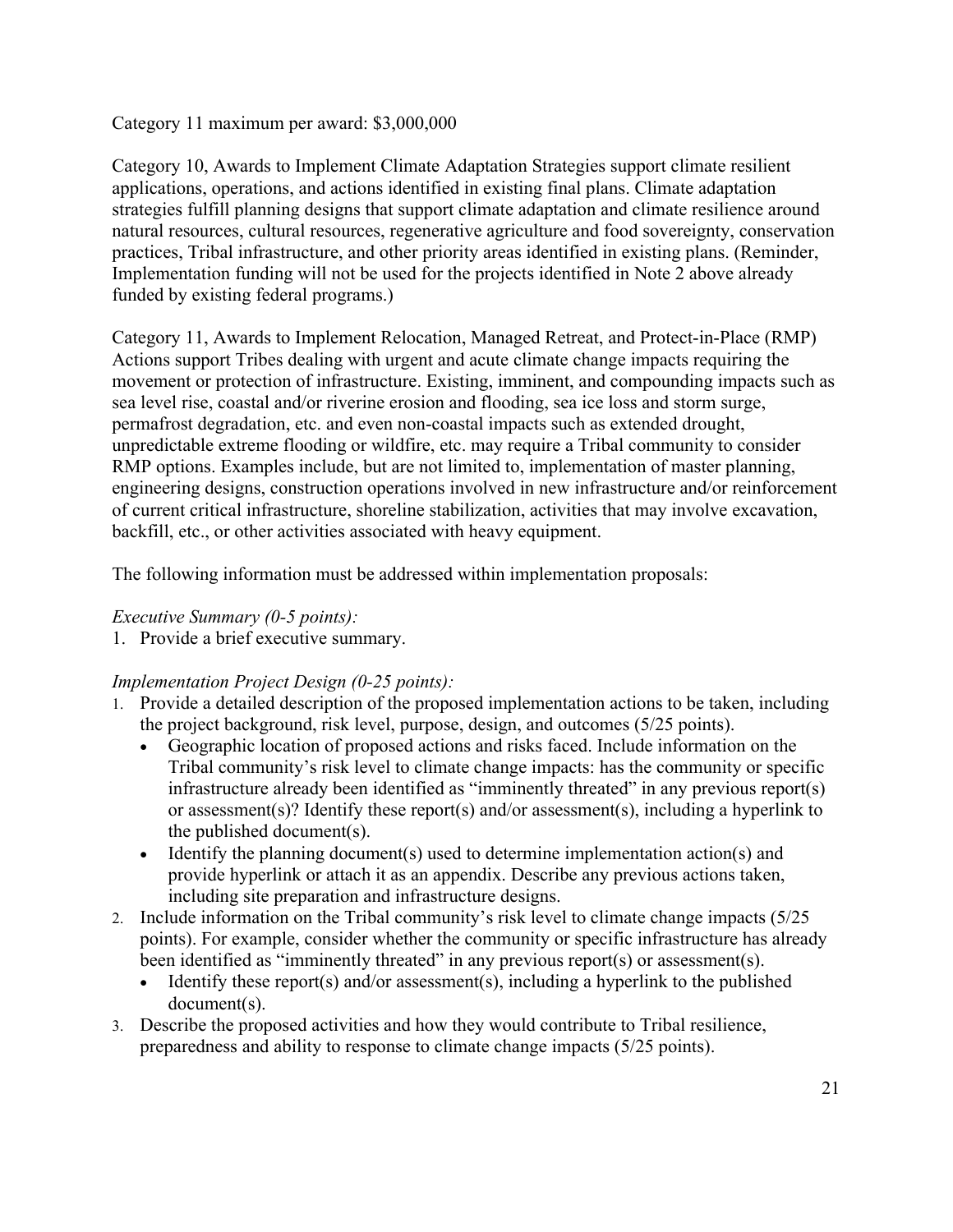Category 11 maximum per award: $3,000,000

Category 10, Awards to Implement Climate Adaptation Strategies support climate resilient applications, operations, and actions identified in existing final plans. Climate adaptation strategies fulfill planning designs that support climate adaptation and climate resilience around natural resources, cultural resources, regenerative agriculture and food sovereignty, conservation practices, Tribal infrastructure, and other priority areas identified in existing plans. (Reminder, Implementation funding will not be used for the projects identified in Note 2 above already funded by existing federal programs.)

Category 11, Awards to Implement Relocation, Managed Retreat, and Protect-in-Place (RMP) Actions support Tribes dealing with urgent and acute climate change impacts requiring the movement or protection of infrastructure. Existing, imminent, and compounding impacts such as sea level rise, coastal and/or riverine erosion and flooding, sea ice loss and storm surge, permafrost degradation, etc. and even non-coastal impacts such as extended drought, unpredictable extreme flooding or wildfire, etc. may require a Tribal community to consider RMP options. Examples include, but are not limited to, implementation of master planning, engineering designs, construction operations involved in new infrastructure and/or reinforcement of current critical infrastructure, shoreline stabilization, activities that may involve excavation, backfill, etc., or other activities associated with heavy equipment.

The following information must be addressed within implementation proposals:

*Executive Summary (0-5 points):*

1. Provide a brief executive summary.

*Implementation Project Design (0-25 points):*

1. Provide a detailed description of the proposed implementation actions to be taken, including the project background, risk level, purpose, design, and outcomes (5/25 points).
   - Geographic location of proposed actions and risks faced. Include information on the Tribal community's risk level to climate change impacts: has the community or specific infrastructure already been identified as "imminently threated" in any previous report(s) or assessment(s)? Identify these report(s) and/or assessment(s), including a hyperlink to the published document(s).
   - Identify the planning document(s) used to determine implementation action(s) and provide hyperlink or attach it as an appendix. Describe any previous actions taken, including site preparation and infrastructure designs.
2. Include information on the Tribal community's risk level to climate change impacts (5/25 points). For example, consider whether the community or specific infrastructure has already been identified as "imminently threated" in any previous report(s) or assessment(s).
   - Identify these report(s) and/or assessment(s), including a hyperlink to the published document(s).
3. Describe the proposed activities and how they would contribute to Tribal resilience, preparedness and ability to response to climate change impacts (5/25 points).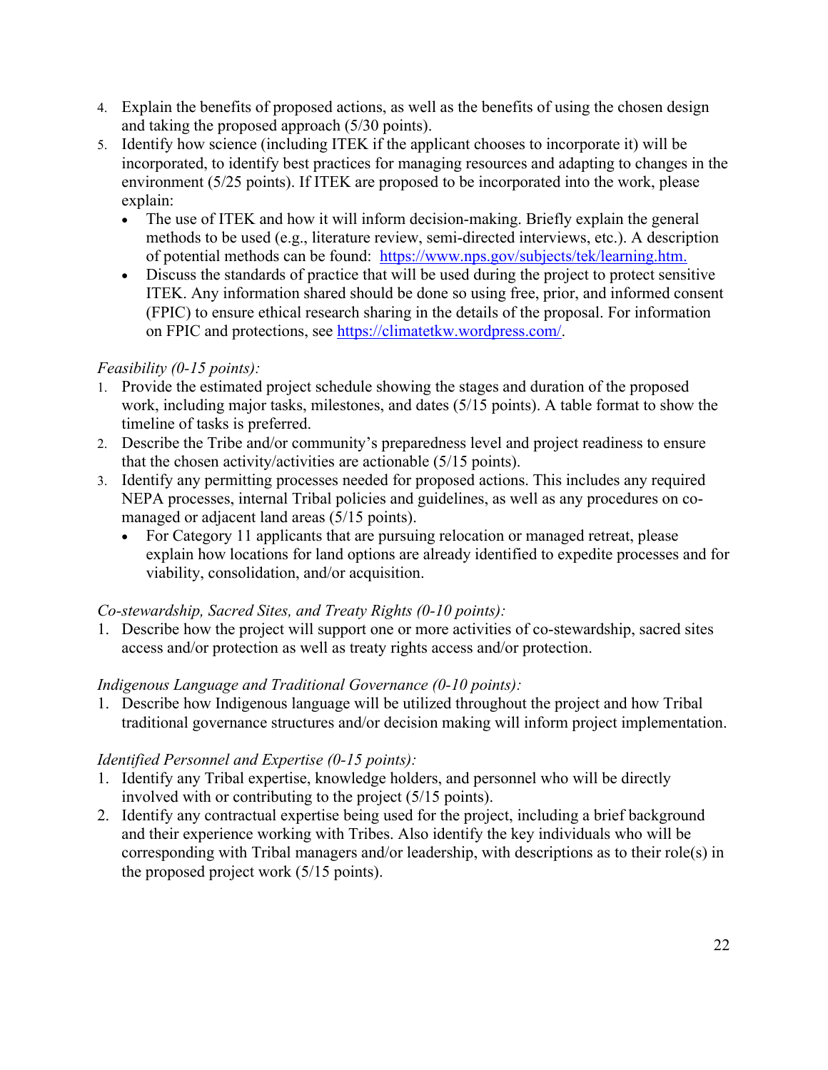4. Explain the benefits of proposed actions, as well as the benefits of using the chosen design and taking the proposed approach (5/30 points).
5. Identify how science (including ITEK if the applicant chooses to incorporate it) will be incorporated, to identify best practices for managing resources and adapting to changes in the environment (5/25 points). If ITEK are proposed to be incorporated into the work, please explain:
   - The use of ITEK and how it will inform decision-making. Briefly explain the general methods to be used (e.g., literature review, semi-directed interviews, etc.). A description of potential methods can be found: [https://www.nps.gov/subjects/tek/learning.htm.](https://www.nps.gov/subjects/tek/learning.htm)
   - Discuss the standards of practice that will be used during the project to protect sensitive ITEK. Any information shared should be done so using free, prior, and informed consent (FPIC) to ensure ethical research sharing in the details of the proposal. For information on FPIC and protections, see [https://climatetkw.wordpress.com/](https://climatetkw.wordpress.com/).

*Feasibility (0-15 points):*

1. Provide the estimated project schedule showing the stages and duration of the proposed work, including major tasks, milestones, and dates (5/15 points). A table format to show the timeline of tasks is preferred.
2. Describe the Tribe and/or community's preparedness level and project readiness to ensure that the chosen activity/activities are actionable (5/15 points).
3. Identify any permitting processes needed for proposed actions. This includes any required NEPA processes, internal Tribal policies and guidelines, as well as any procedures on co-managed or adjacent land areas (5/15 points).
   - For Category 11 applicants that are pursuing relocation or managed retreat, please explain how locations for land options are already identified to expedite processes and for viability, consolidation, and/or acquisition.

*Co-stewardship, Sacred Sites, and Treaty Rights (0-10 points):*

1. Describe how the project will support one or more activities of co-stewardship, sacred sites access and/or protection as well as treaty rights access and/or protection.

*Indigenous Language and Traditional Governance (0-10 points):*

1. Describe how Indigenous language will be utilized throughout the project and how Tribal traditional governance structures and/or decision making will inform project implementation.

*Identified Personnel and Expertise (0-15 points):*

1. Identify any Tribal expertise, knowledge holders, and personnel who will be directly involved with or contributing to the project (5/15 points).
2. Identify any contractual expertise being used for the project, including a brief background and their experience working with Tribes. Also identify the key individuals who will be corresponding with Tribal managers and/or leadership, with descriptions as to their role(s) in the proposed project work (5/15 points).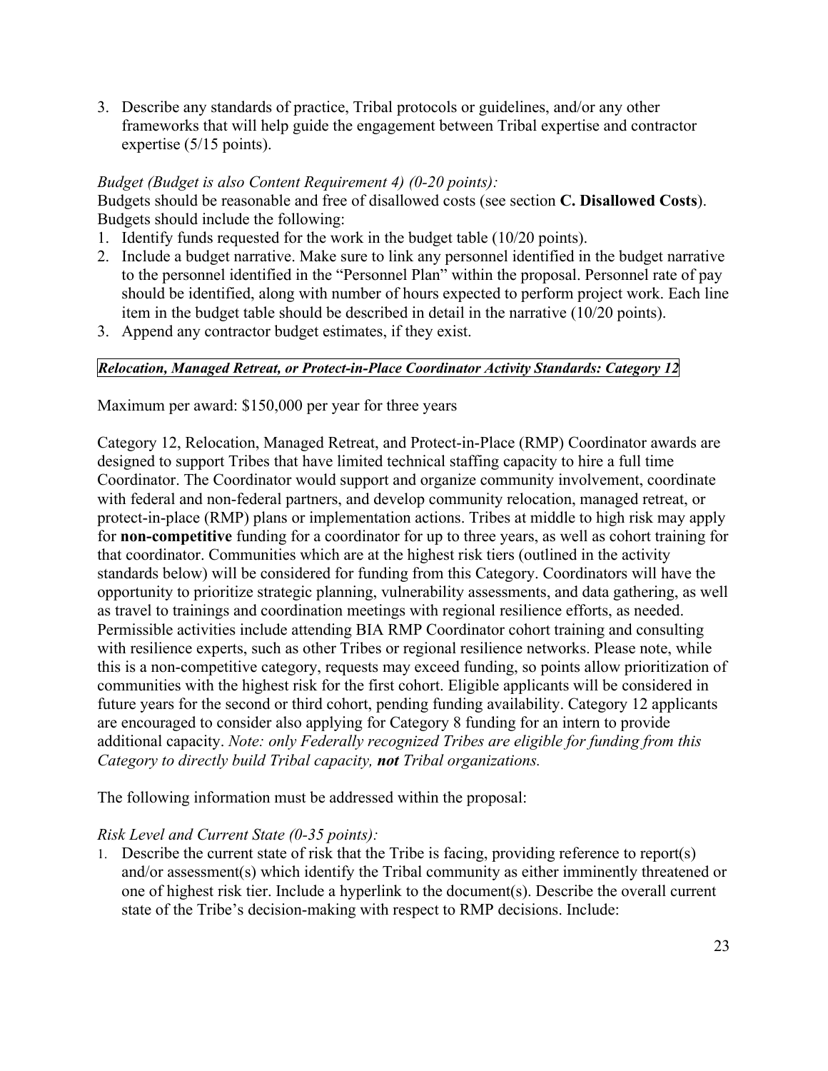3. Describe any standards of practice, Tribal protocols or guidelines, and/or any other frameworks that will help guide the engagement between Tribal expertise and contractor expertise (5/15 points).

*Budget (Budget is also Content Requirement 4) (0-20 points):*

Budgets should be reasonable and free of disallowed costs (see section **C. Disallowed Costs**). Budgets should include the following:

1. Identify funds requested for the work in the budget table (10/20 points).
2. Include a budget narrative. Make sure to link any personnel identified in the budget narrative to the personnel identified in the "Personnel Plan" within the proposal. Personnel rate of pay should be identified, along with number of hours expected to perform project work. Each line item in the budget table should be described in detail in the narrative (10/20 points).
3. Append any contractor budget estimates, if they exist.

***Relocation, Managed Retreat, or Protect-in-Place Coordinator Activity Standards: Category 12***

Maximum per award: $150,000 per year for three years

Category 12, Relocation, Managed Retreat, and Protect-in-Place (RMP) Coordinator awards are designed to support Tribes that have limited technical staffing capacity to hire a full time Coordinator. The Coordinator would support and organize community involvement, coordinate with federal and non-federal partners, and develop community relocation, managed retreat, or protect-in-place (RMP) plans or implementation actions. Tribes at middle to high risk may apply for **non-competitive** funding for a coordinator for up to three years, as well as cohort training for that coordinator. Communities which are at the highest risk tiers (outlined in the activity standards below) will be considered for funding from this Category. Coordinators will have the opportunity to prioritize strategic planning, vulnerability assessments, and data gathering, as well as travel to trainings and coordination meetings with regional resilience efforts, as needed. Permissible activities include attending BIA RMP Coordinator cohort training and consulting with resilience experts, such as other Tribes or regional resilience networks. Please note, while this is a non-competitive category, requests may exceed funding, so points allow prioritization of communities with the highest risk for the first cohort. Eligible applicants will be considered in future years for the second or third cohort, pending funding availability. Category 12 applicants are encouraged to consider also applying for Category 8 funding for an intern to provide additional capacity. *Note: only Federally recognized Tribes are eligible for funding from this Category to directly build Tribal capacity,* ***not*** *Tribal organizations.*

The following information must be addressed within the proposal:

*Risk Level and Current State (0-35 points):*

1. Describe the current state of risk that the Tribe is facing, providing reference to report(s) and/or assessment(s) which identify the Tribal community as either imminently threatened or one of highest risk tier. Include a hyperlink to the document(s). Describe the overall current state of the Tribe's decision-making with respect to RMP decisions. Include: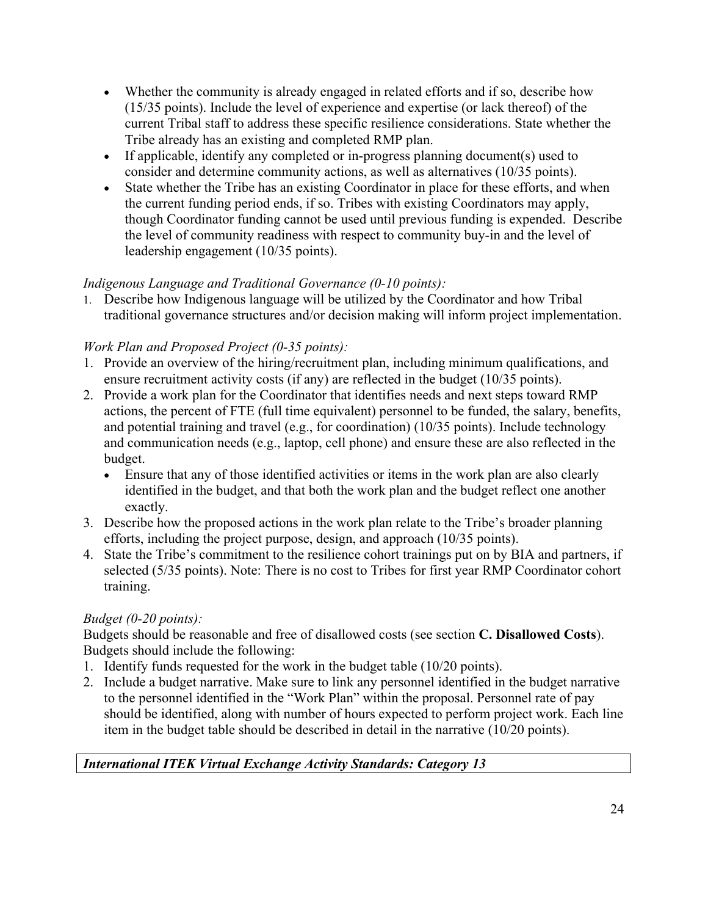- Whether the community is already engaged in related efforts and if so, describe how (15/35 points). Include the level of experience and expertise (or lack thereof) of the current Tribal staff to address these specific resilience considerations. State whether the Tribe already has an existing and completed RMP plan.
- If applicable, identify any completed or in-progress planning document(s) used to consider and determine community actions, as well as alternatives (10/35 points).
- State whether the Tribe has an existing Coordinator in place for these efforts, and when the current funding period ends, if so. Tribes with existing Coordinators may apply, though Coordinator funding cannot be used until previous funding is expended. Describe the level of community readiness with respect to community buy-in and the level of leadership engagement (10/35 points).

*Indigenous Language and Traditional Governance (0-10 points):*

1. Describe how Indigenous language will be utilized by the Coordinator and how Tribal traditional governance structures and/or decision making will inform project implementation.

*Work Plan and Proposed Project (0-35 points):*

1. Provide an overview of the hiring/recruitment plan, including minimum qualifications, and ensure recruitment activity costs (if any) are reflected in the budget (10/35 points).
2. Provide a work plan for the Coordinator that identifies needs and next steps toward RMP actions, the percent of FTE (full time equivalent) personnel to be funded, the salary, benefits, and potential training and travel (e.g., for coordination) (10/35 points). Include technology and communication needs (e.g., laptop, cell phone) and ensure these are also reflected in the budget.
   - Ensure that any of those identified activities or items in the work plan are also clearly identified in the budget, and that both the work plan and the budget reflect one another exactly.
3. Describe how the proposed actions in the work plan relate to the Tribe's broader planning efforts, including the project purpose, design, and approach (10/35 points).
4. State the Tribe's commitment to the resilience cohort trainings put on by BIA and partners, if selected (5/35 points). Note: There is no cost to Tribes for first year RMP Coordinator cohort training.

*Budget (0-20 points):*

Budgets should be reasonable and free of disallowed costs (see section **C. Disallowed Costs**). Budgets should include the following:

1. Identify funds requested for the work in the budget table (10/20 points).
2. Include a budget narrative. Make sure to link any personnel identified in the budget narrative to the personnel identified in the "Work Plan" within the proposal. Personnel rate of pay should be identified, along with number of hours expected to perform project work. Each line item in the budget table should be described in detail in the narrative (10/20 points).

***International ITEK Virtual Exchange Activity Standards: Category 13***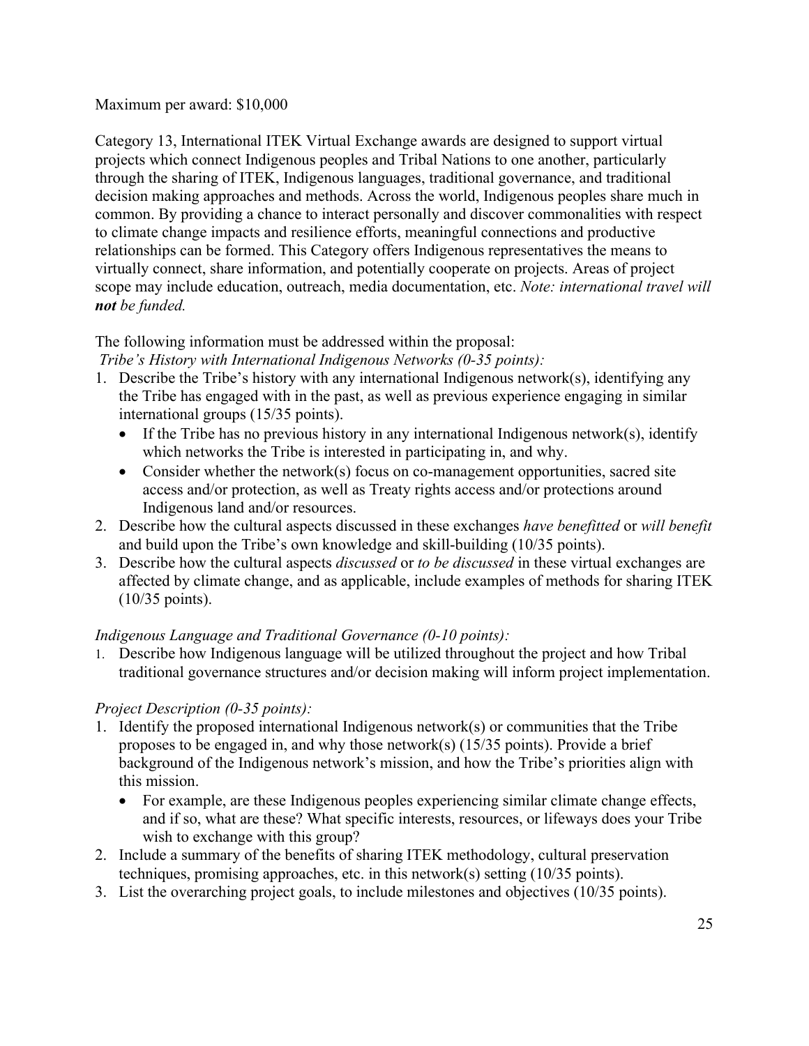Maximum per award: $10,000

Category 13, International ITEK Virtual Exchange awards are designed to support virtual projects which connect Indigenous peoples and Tribal Nations to one another, particularly through the sharing of ITEK, Indigenous languages, traditional governance, and traditional decision making approaches and methods. Across the world, Indigenous peoples share much in common. By providing a chance to interact personally and discover commonalities with respect to climate change impacts and resilience efforts, meaningful connections and productive relationships can be formed. This Category offers Indigenous representatives the means to virtually connect, share information, and potentially cooperate on projects. Areas of project scope may include education, outreach, media documentation, etc. *Note: international travel will **not** be funded.*

The following information must be addressed within the proposal:

*Tribe's History with International Indigenous Networks (0-35 points):*

1. Describe the Tribe's history with any international Indigenous network(s), identifying any the Tribe has engaged with in the past, as well as previous experience engaging in similar international groups (15/35 points).
   - If the Tribe has no previous history in any international Indigenous network(s), identify which networks the Tribe is interested in participating in, and why.
   - Consider whether the network(s) focus on co-management opportunities, sacred site access and/or protection, as well as Treaty rights access and/or protections around Indigenous land and/or resources.
2. Describe how the cultural aspects discussed in these exchanges *have benefitted* or *will benefit* and build upon the Tribe's own knowledge and skill-building (10/35 points).
3. Describe how the cultural aspects *discussed* or *to be discussed* in these virtual exchanges are affected by climate change, and as applicable, include examples of methods for sharing ITEK (10/35 points).

*Indigenous Language and Traditional Governance (0-10 points):*

1. Describe how Indigenous language will be utilized throughout the project and how Tribal traditional governance structures and/or decision making will inform project implementation.

*Project Description (0-35 points):*

1. Identify the proposed international Indigenous network(s) or communities that the Tribe proposes to be engaged in, and why those network(s) (15/35 points). Provide a brief background of the Indigenous network's mission, and how the Tribe's priorities align with this mission.
   - For example, are these Indigenous peoples experiencing similar climate change effects, and if so, what are these? What specific interests, resources, or lifeways does your Tribe wish to exchange with this group?
2. Include a summary of the benefits of sharing ITEK methodology, cultural preservation techniques, promising approaches, etc. in this network(s) setting (10/35 points).
3. List the overarching project goals, to include milestones and objectives (10/35 points).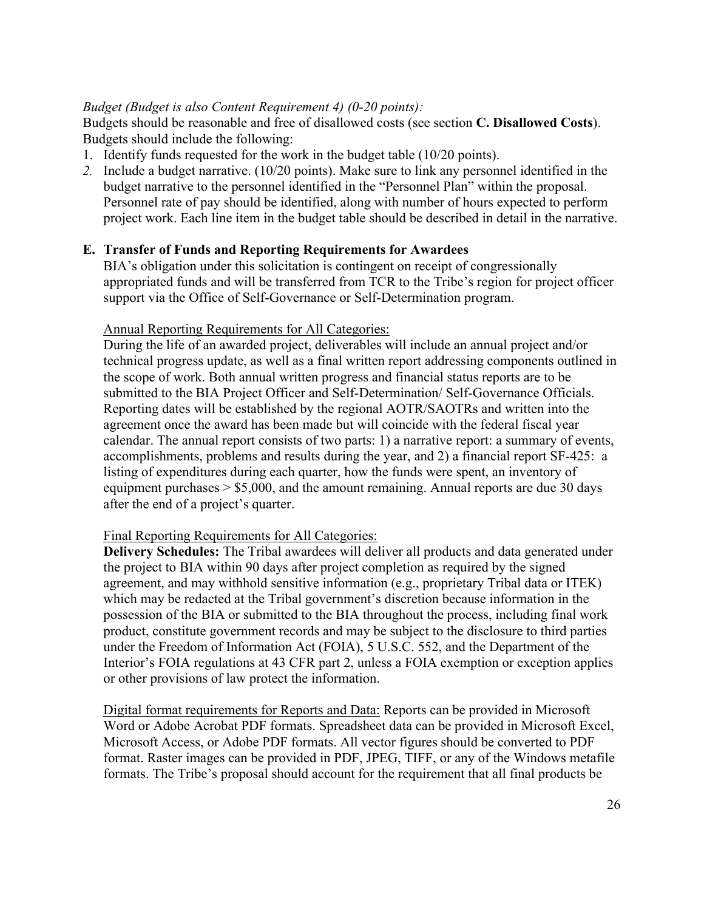*Budget (Budget is also Content Requirement 4) (0-20 points):*

Budgets should be reasonable and free of disallowed costs (see section **C. Disallowed Costs**). Budgets should include the following:

1. Identify funds requested for the work in the budget table (10/20 points).
2. Include a budget narrative. (10/20 points). Make sure to link any personnel identified in the budget narrative to the personnel identified in the "Personnel Plan" within the proposal. Personnel rate of pay should be identified, along with number of hours expected to perform project work. Each line item in the budget table should be described in detail in the narrative.

**E. Transfer of Funds and Reporting Requirements for Awardees**

BIA's obligation under this solicitation is contingent on receipt of congressionally appropriated funds and will be transferred from TCR to the Tribe's region for project officer support via the Office of Self-Governance or Self-Determination program.

Annual Reporting Requirements for All Categories:

During the life of an awarded project, deliverables will include an annual project and/or technical progress update, as well as a final written report addressing components outlined in the scope of work. Both annual written progress and financial status reports are to be submitted to the BIA Project Officer and Self-Determination/ Self-Governance Officials. Reporting dates will be established by the regional AOTR/SAOTRs and written into the agreement once the award has been made but will coincide with the federal fiscal year calendar. The annual report consists of two parts: 1) a narrative report: a summary of events, accomplishments, problems and results during the year, and 2) a financial report SF-425: a listing of expenditures during each quarter, how the funds were spent, an inventory of equipment purchases > $5,000, and the amount remaining. Annual reports are due 30 days after the end of a project's quarter.

Final Reporting Requirements for All Categories:

**Delivery Schedules:** The Tribal awardees will deliver all products and data generated under the project to BIA within 90 days after project completion as required by the signed agreement, and may withhold sensitive information (e.g., proprietary Tribal data or ITEK) which may be redacted at the Tribal government's discretion because information in the possession of the BIA or submitted to the BIA throughout the process, including final work product, constitute government records and may be subject to the disclosure to third parties under the Freedom of Information Act (FOIA), 5 U.S.C. 552, and the Department of the Interior's FOIA regulations at 43 CFR part 2, unless a FOIA exemption or exception applies or other provisions of law protect the information.

Digital format requirements for Reports and Data: Reports can be provided in Microsoft Word or Adobe Acrobat PDF formats. Spreadsheet data can be provided in Microsoft Excel, Microsoft Access, or Adobe PDF formats. All vector figures should be converted to PDF format. Raster images can be provided in PDF, JPEG, TIFF, or any of the Windows metafile formats. The Tribe's proposal should account for the requirement that all final products be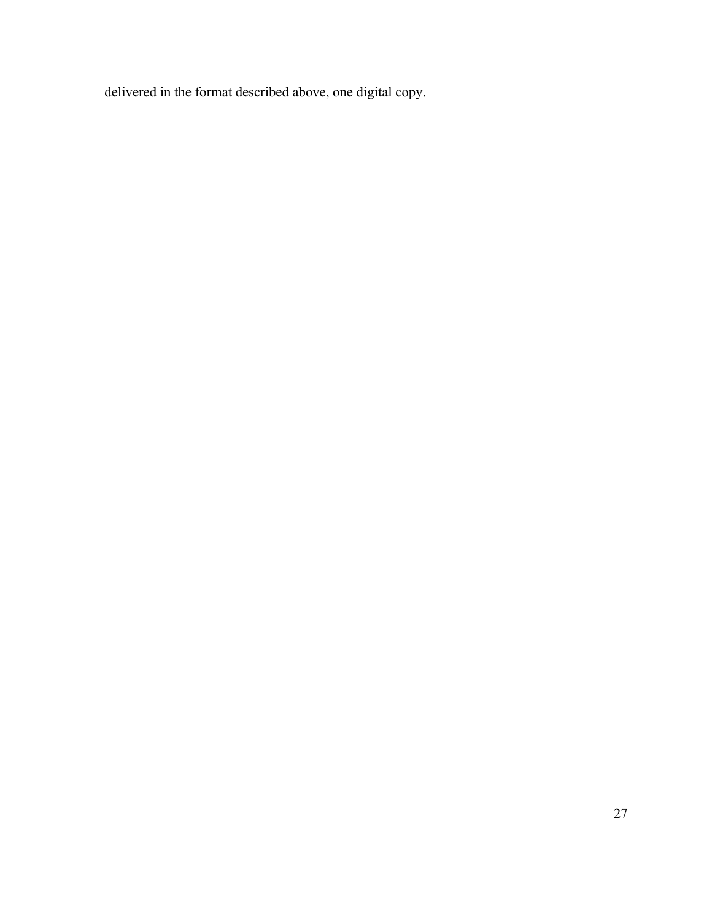delivered in the format described above, one digital copy.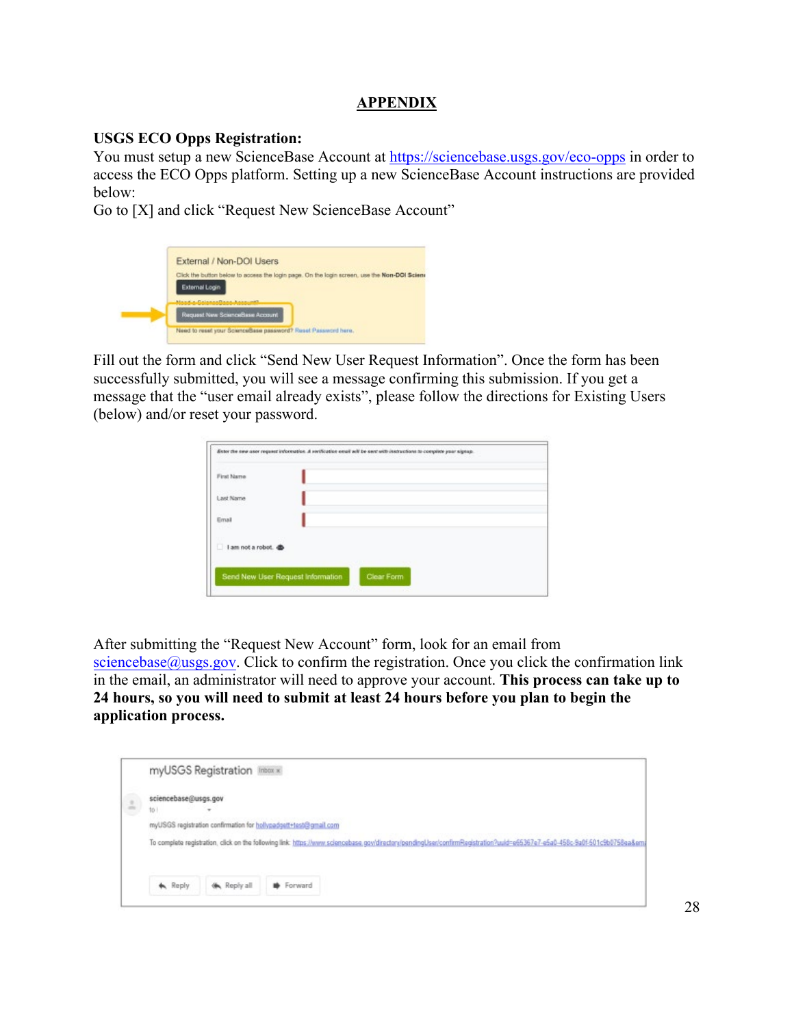# APPENDIX

**USGS ECO Opps Registration:**

You must setup a new ScienceBase Account at https://sciencebase.usgs.gov/eco-opps in order to access the ECO Opps platform. Setting up a new ScienceBase Account instructions are provided below:

Go to [X] and click "Request New ScienceBase Account"

Fill out the form and click "Send New User Request Information". Once the form has been successfully submitted, you will see a message confirming this submission. If you get a message that the "user email already exists", please follow the directions for Existing Users (below) and/or reset your password.

After submitting the "Request New Account" form, look for an email from sciencebase@usgs.gov. Click to confirm the registration. Once you click the confirmation link in the email, an administrator will need to approve your account. **This process can take up to 24 hours, so you will need to submit at least 24 hours before you plan to begin the application process.**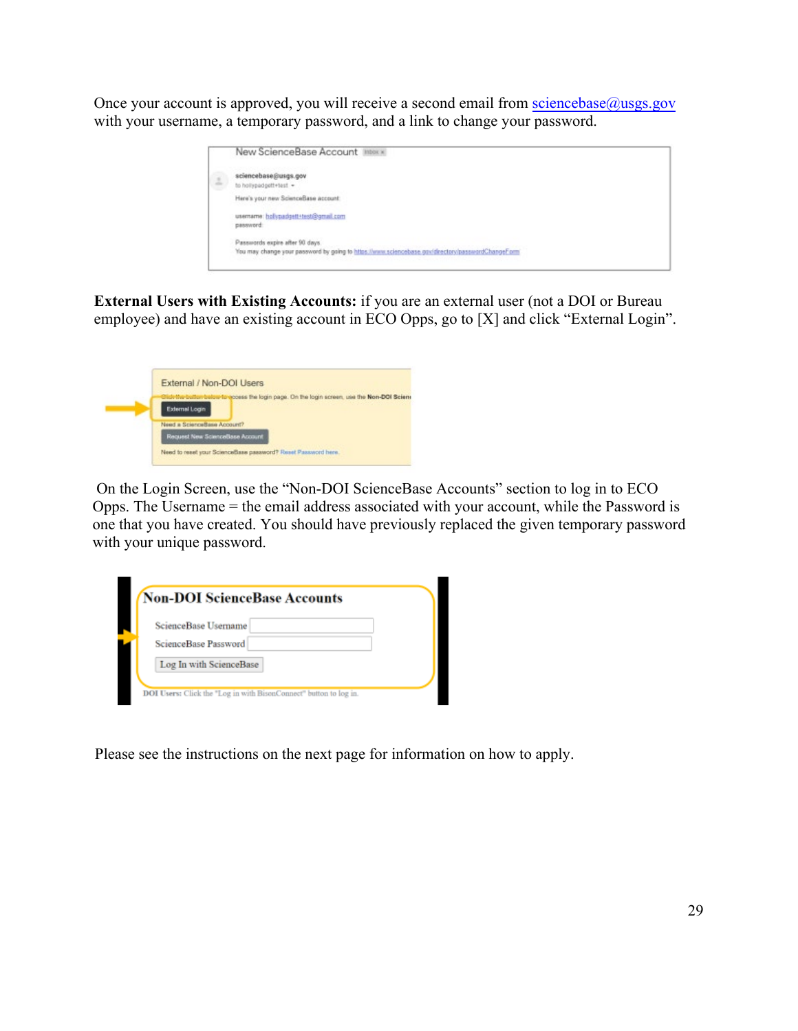Once your account is approved, you will receive a second email from sciencebase@usgs.gov with your username, a temporary password, and a link to change your password.

**External Users with Existing Accounts:** if you are an external user (not a DOI or Bureau employee) and have an existing account in ECO Opps, go to [X] and click "External Login".

On the Login Screen, use the "Non-DOI ScienceBase Accounts" section to log in to ECO Opps. The Username = the email address associated with your account, while the Password is one that you have created. You should have previously replaced the given temporary password with your unique password.

Please see the instructions on the next page for information on how to apply.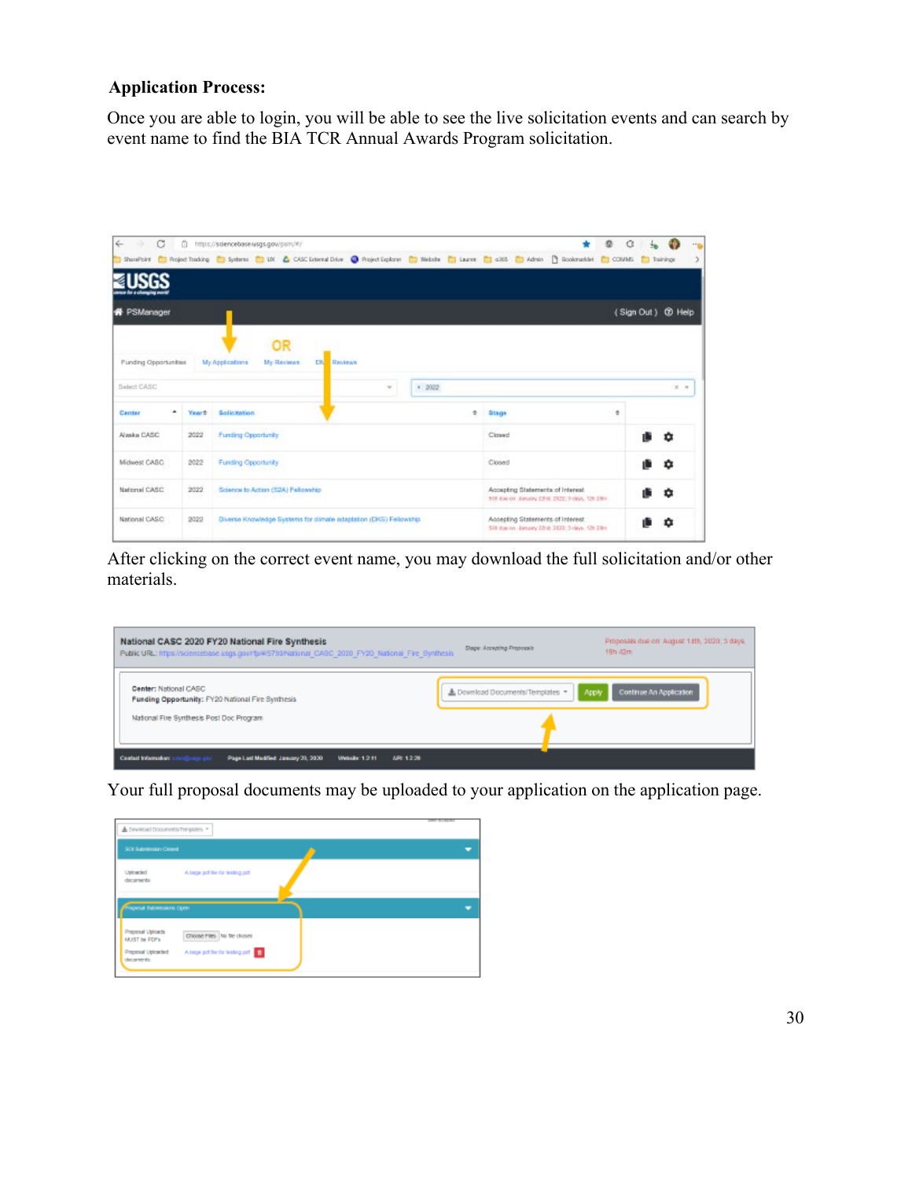**Application Process:**

Once you are able to login, you will be able to see the live solicitation events and can search by event name to find the BIA TCR Annual Awards Program solicitation.

After clicking on the correct event name, you may download the full solicitation and/or other materials.

Your full proposal documents may be uploaded to your application on the application page.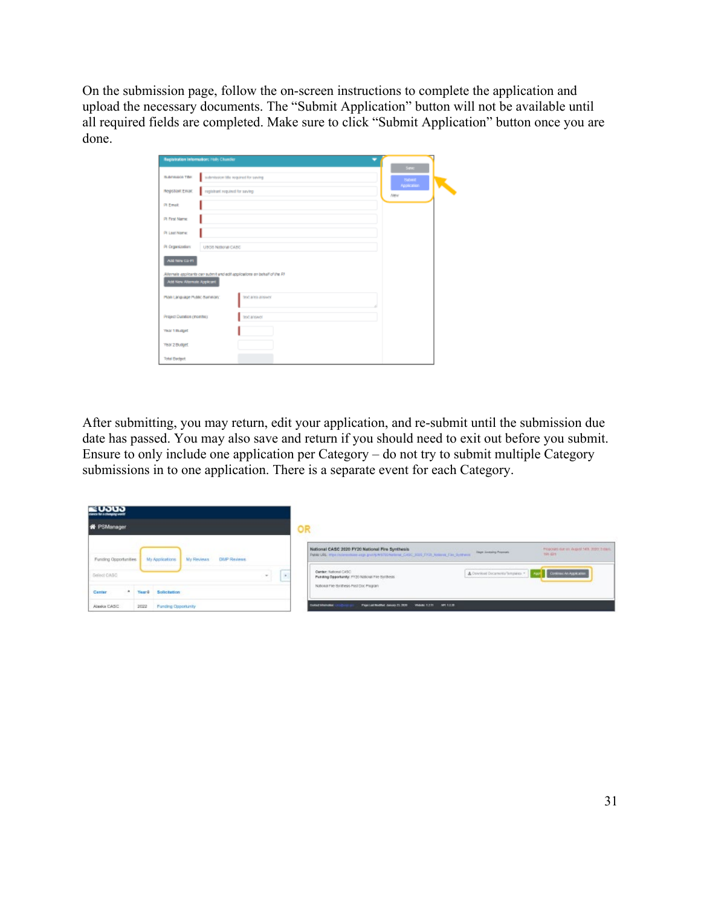On the submission page, follow the on-screen instructions to complete the application and upload the necessary documents. The "Submit Application" button will not be available until all required fields are completed. Make sure to click "Submit Application" button once you are done.

After submitting, you may return, edit your application, and re-submit until the submission due date has passed. You may also save and return if you should need to exit out before you submit. Ensure to only include one application per Category – do not try to submit multiple Category submissions in to one application. There is a separate event for each Category.